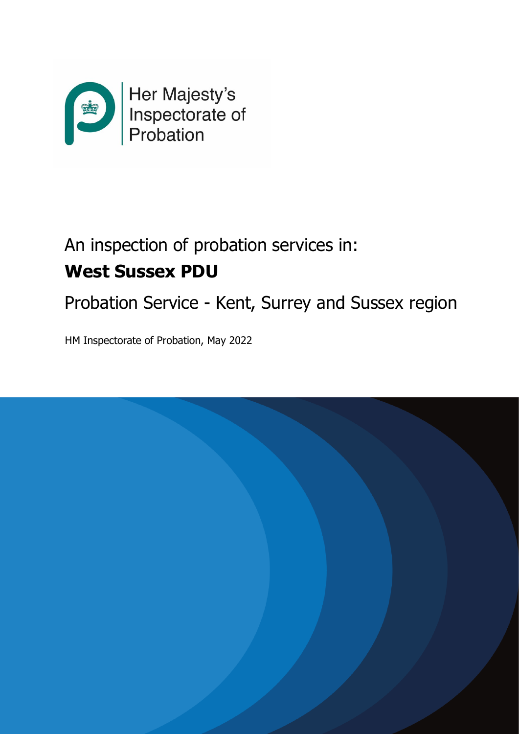Her Majesty's Inspectorate of Probation

An inspection of probation services in:

# West Sussex PDU

## Probation Service - Kent, Surrey and Sussex region

HM Inspectorate of Probation, May 2022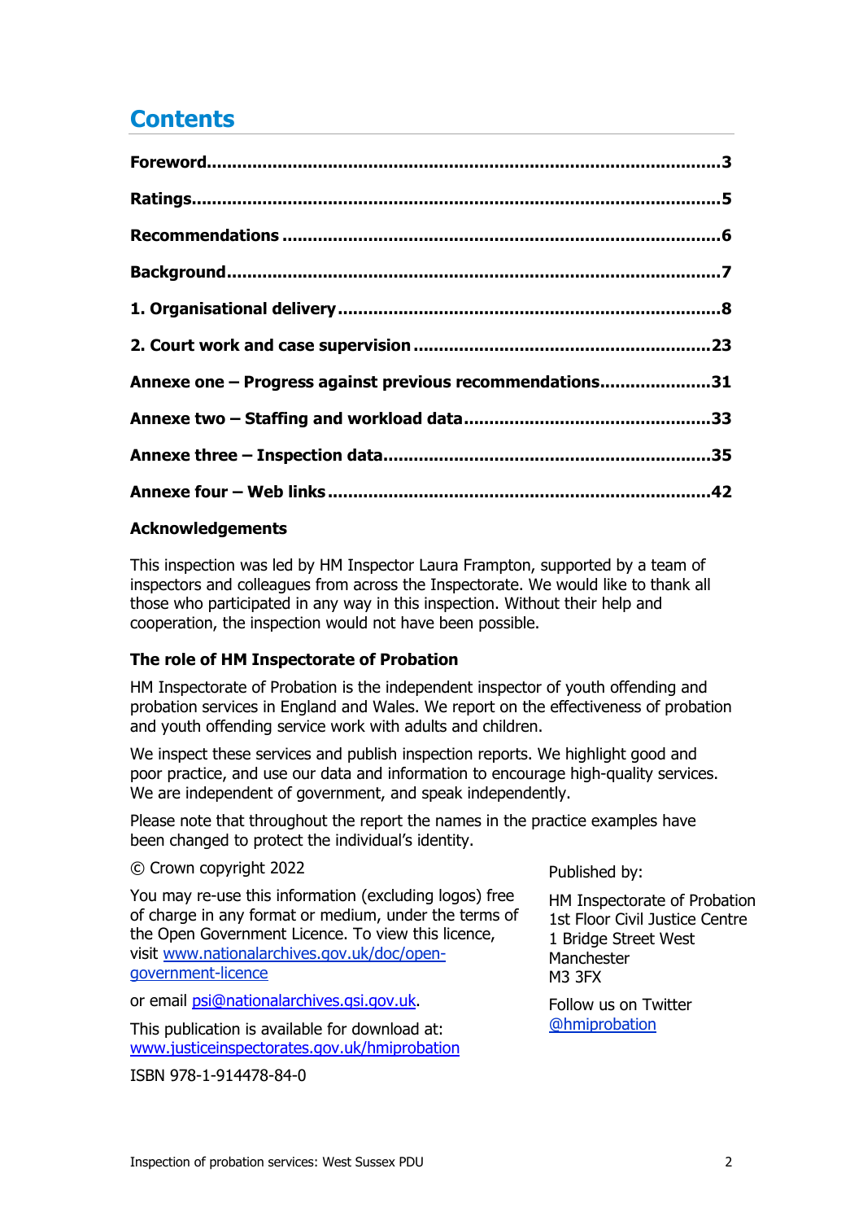# Contents

| | |
|---|---|
| **Foreword** | **3** |
| **Ratings** | **5** |
| **Recommendations** | **6** |
| **Background** | **7** |
| **1. Organisational delivery** | **8** |
| **2. Court work and case supervision** | **23** |
| **Annexe one – Progress against previous recommendations** | **31** |
| **Annexe two – Staffing and workload data** | **33** |
| **Annexe three – Inspection data** | **35** |
| **Annexe four – Web links** | **42** |

### Acknowledgements

This inspection was led by HM Inspector Laura Frampton, supported by a team of inspectors and colleagues from across the Inspectorate. We would like to thank all those who participated in any way in this inspection. Without their help and cooperation, the inspection would not have been possible.

### The role of HM Inspectorate of Probation

HM Inspectorate of Probation is the independent inspector of youth offending and probation services in England and Wales. We report on the effectiveness of probation and youth offending service work with adults and children.

We inspect these services and publish inspection reports. We highlight good and poor practice, and use our data and information to encourage high-quality services. We are independent of government, and speak independently.

Please note that throughout the report the names in the practice examples have been changed to protect the individual's identity.

© Crown copyright 2022

You may re-use this information (excluding logos) free of charge in any format or medium, under the terms of the Open Government Licence. To view this licence, visit www.nationalarchives.gov.uk/doc/open-government-licence

or email psi@nationalarchives.gsi.gov.uk.

This publication is available for download at:
www.justiceinspectorates.gov.uk/hmiprobation

ISBN 978-1-914478-84-0

Published by:

HM Inspectorate of Probation
1st Floor Civil Justice Centre
1 Bridge Street West
Manchester
M3 3FX

Follow us on Twitter
@hmiprobation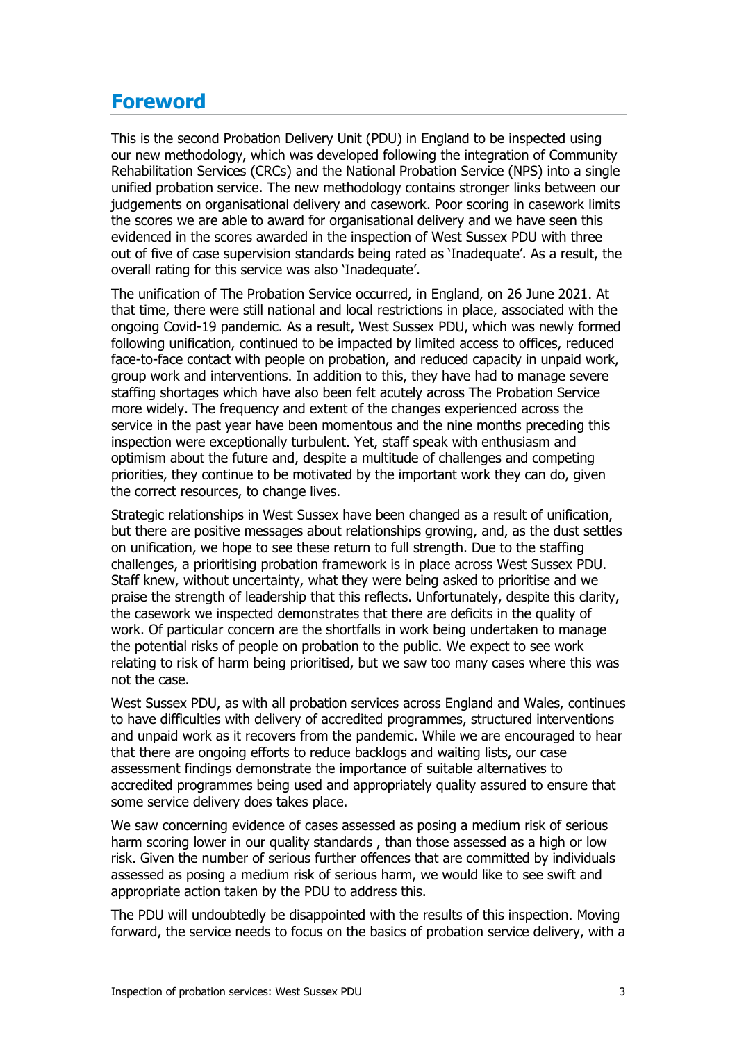## Foreword

This is the second Probation Delivery Unit (PDU) in England to be inspected using our new methodology, which was developed following the integration of Community Rehabilitation Services (CRCs) and the National Probation Service (NPS) into a single unified probation service. The new methodology contains stronger links between our judgements on organisational delivery and casework. Poor scoring in casework limits the scores we are able to award for organisational delivery and we have seen this evidenced in the scores awarded in the inspection of West Sussex PDU with three out of five of case supervision standards being rated as 'Inadequate'. As a result, the overall rating for this service was also 'Inadequate'.

The unification of The Probation Service occurred, in England, on 26 June 2021. At that time, there were still national and local restrictions in place, associated with the ongoing Covid-19 pandemic. As a result, West Sussex PDU, which was newly formed following unification, continued to be impacted by limited access to offices, reduced face-to-face contact with people on probation, and reduced capacity in unpaid work, group work and interventions. In addition to this, they have had to manage severe staffing shortages which have also been felt acutely across The Probation Service more widely. The frequency and extent of the changes experienced across the service in the past year have been momentous and the nine months preceding this inspection were exceptionally turbulent. Yet, staff speak with enthusiasm and optimism about the future and, despite a multitude of challenges and competing priorities, they continue to be motivated by the important work they can do, given the correct resources, to change lives.

Strategic relationships in West Sussex have been changed as a result of unification, but there are positive messages about relationships growing, and, as the dust settles on unification, we hope to see these return to full strength. Due to the staffing challenges, a prioritising probation framework is in place across West Sussex PDU. Staff knew, without uncertainty, what they were being asked to prioritise and we praise the strength of leadership that this reflects. Unfortunately, despite this clarity, the casework we inspected demonstrates that there are deficits in the quality of work. Of particular concern are the shortfalls in work being undertaken to manage the potential risks of people on probation to the public. We expect to see work relating to risk of harm being prioritised, but we saw too many cases where this was not the case.

West Sussex PDU, as with all probation services across England and Wales, continues to have difficulties with delivery of accredited programmes, structured interventions and unpaid work as it recovers from the pandemic. While we are encouraged to hear that there are ongoing efforts to reduce backlogs and waiting lists, our case assessment findings demonstrate the importance of suitable alternatives to accredited programmes being used and appropriately quality assured to ensure that some service delivery does takes place.

We saw concerning evidence of cases assessed as posing a medium risk of serious harm scoring lower in our quality standards , than those assessed as a high or low risk. Given the number of serious further offences that are committed by individuals assessed as posing a medium risk of serious harm, we would like to see swift and appropriate action taken by the PDU to address this.

The PDU will undoubtedly be disappointed with the results of this inspection. Moving forward, the service needs to focus on the basics of probation service delivery, with a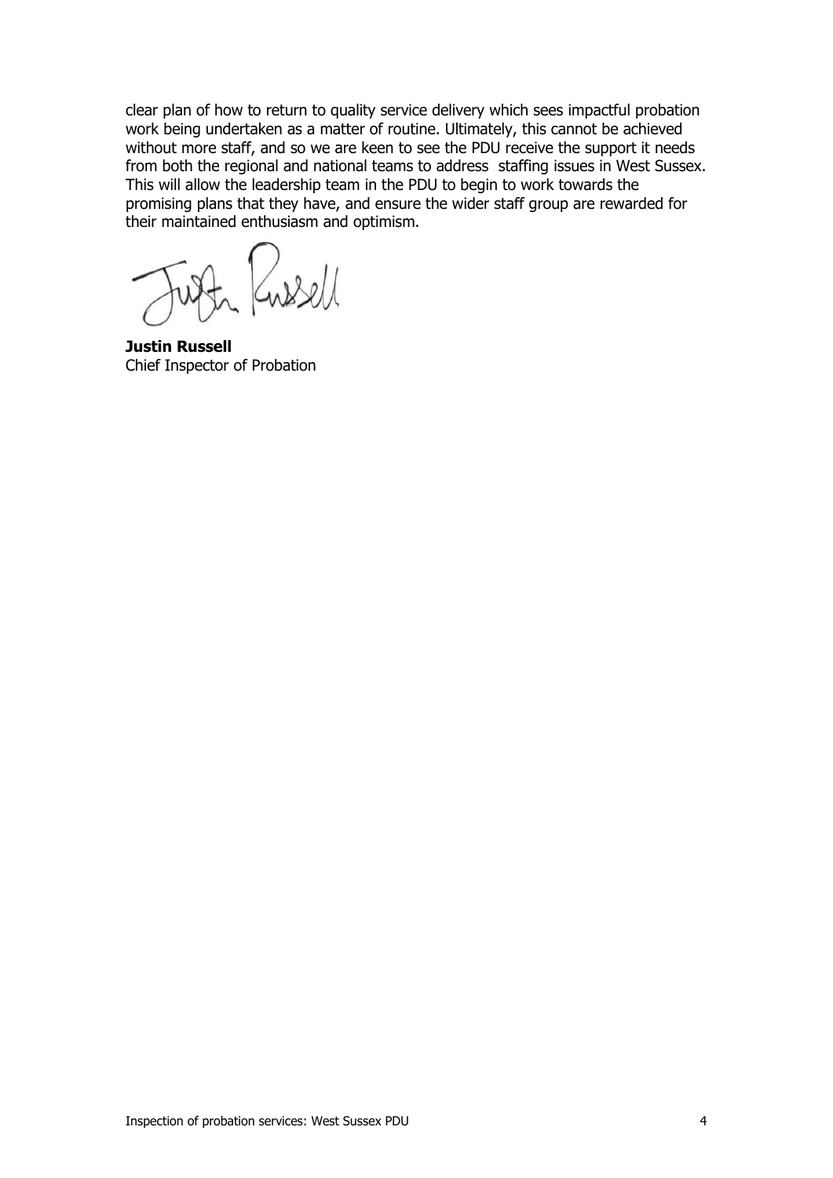clear plan of how to return to quality service delivery which sees impactful probation work being undertaken as a matter of routine. Ultimately, this cannot be achieved without more staff, and so we are keen to see the PDU receive the support it needs from both the regional and national teams to address staffing issues in West Sussex. This will allow the leadership team in the PDU to begin to work towards the promising plans that they have, and ensure the wider staff group are rewarded for their maintained enthusiasm and optimism.

**Justin Russell**
Chief Inspector of Probation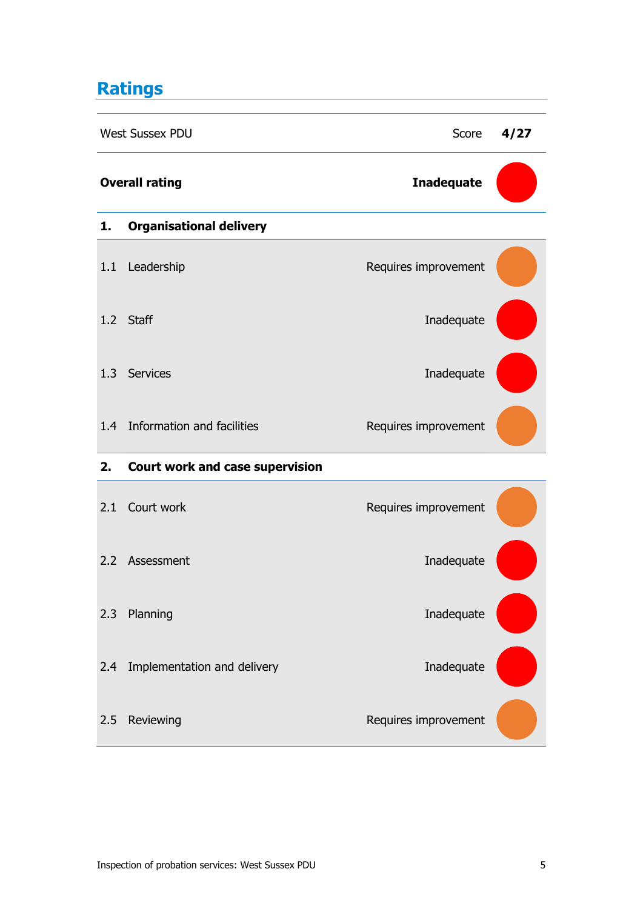## Ratings

| West Sussex PDU | Score | 4/27 |
|---|---|---|
| **Overall rating** | **Inadequate** | |
| **1. Organisational delivery** | | |
| 1.1 Leadership | Requires improvement | |
| 1.2 Staff | Inadequate | |
| 1.3 Services | Inadequate | |
| 1.4 Information and facilities | Requires improvement | |
| **2. Court work and case supervision** | | |
| 2.1 Court work | Requires improvement | |
| 2.2 Assessment | Inadequate | |
| 2.3 Planning | Inadequate | |
| 2.4 Implementation and delivery | Inadequate | |
| 2.5 Reviewing | Requires improvement | |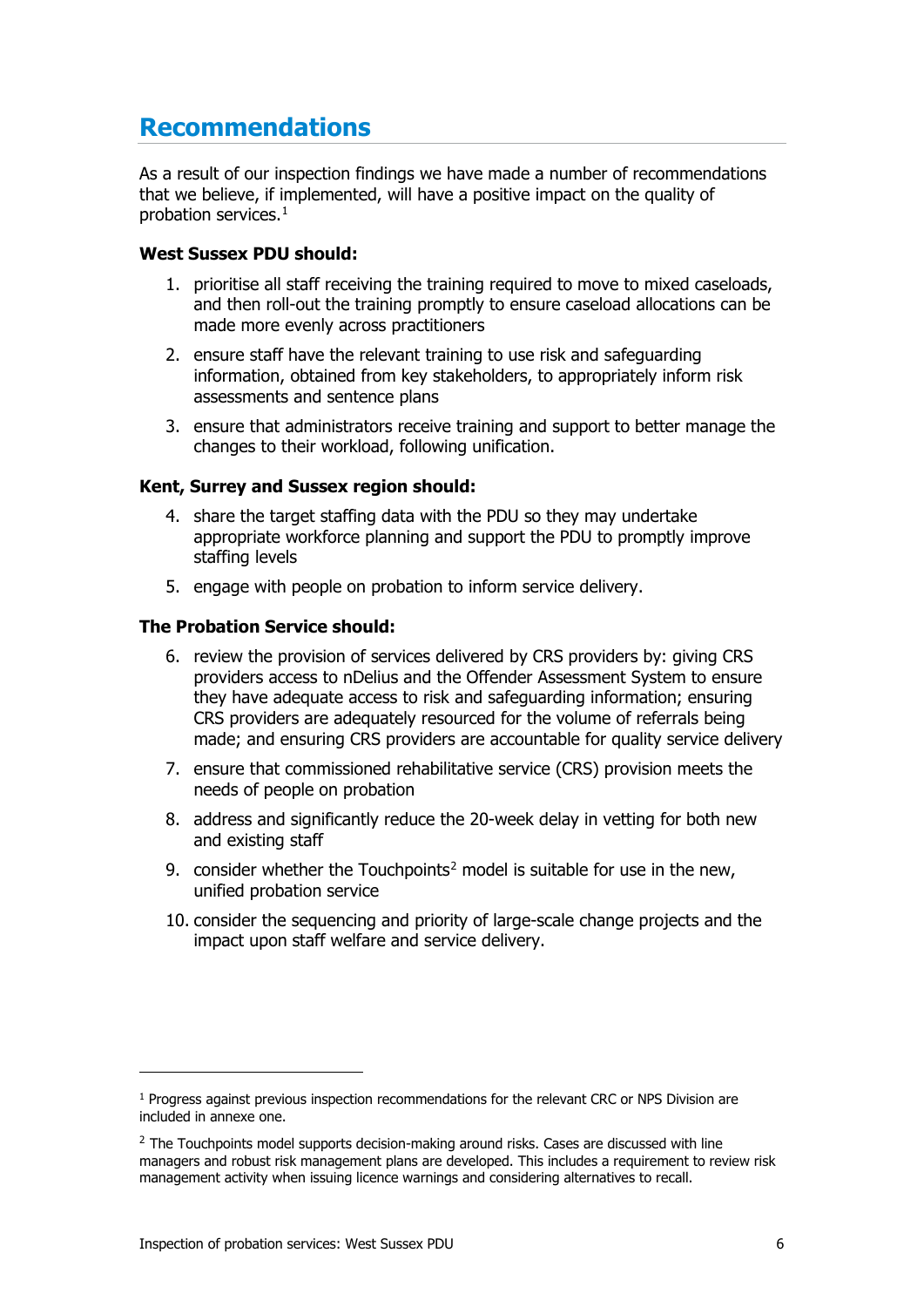## Recommendations

As a result of our inspection findings we have made a number of recommendations that we believe, if implemented, will have a positive impact on the quality of probation services.[1]

**West Sussex PDU should:**

1. prioritise all staff receiving the training required to move to mixed caseloads, and then roll-out the training promptly to ensure caseload allocations can be made more evenly across practitioners
2. ensure staff have the relevant training to use risk and safeguarding information, obtained from key stakeholders, to appropriately inform risk assessments and sentence plans
3. ensure that administrators receive training and support to better manage the changes to their workload, following unification.

**Kent, Surrey and Sussex region should:**

4. share the target staffing data with the PDU so they may undertake appropriate workforce planning and support the PDU to promptly improve staffing levels
5. engage with people on probation to inform service delivery.

**The Probation Service should:**

6. review the provision of services delivered by CRS providers by: giving CRS providers access to nDelius and the Offender Assessment System to ensure they have adequate access to risk and safeguarding information; ensuring CRS providers are adequately resourced for the volume of referrals being made; and ensuring CRS providers are accountable for quality service delivery
7. ensure that commissioned rehabilitative service (CRS) provision meets the needs of people on probation
8. address and significantly reduce the 20-week delay in vetting for both new and existing staff
9. consider whether the Touchpoints[2] model is suitable for use in the new, unified probation service
10. consider the sequencing and priority of large-scale change projects and the impact upon staff welfare and service delivery.

---

[1] Progress against previous inspection recommendations for the relevant CRC or NPS Division are included in annexe one.

[2] The Touchpoints model supports decision-making around risks. Cases are discussed with line managers and robust risk management plans are developed. This includes a requirement to review risk management activity when issuing licence warnings and considering alternatives to recall.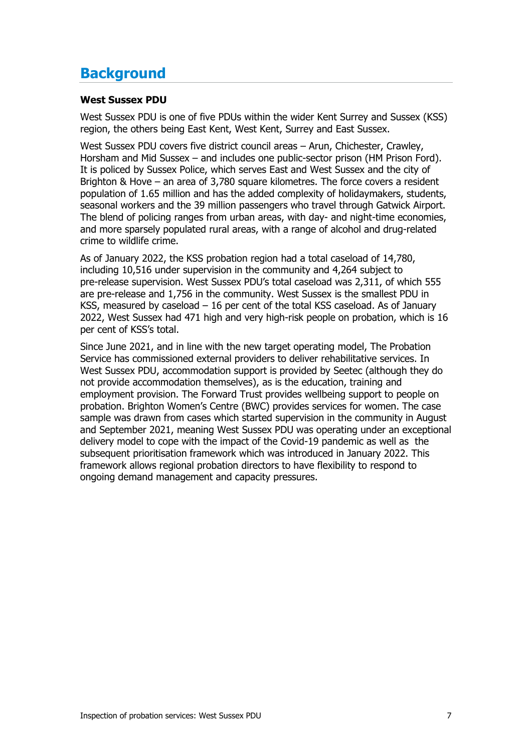# Background

**West Sussex PDU**

West Sussex PDU is one of five PDUs within the wider Kent Surrey and Sussex (KSS) region, the others being East Kent, West Kent, Surrey and East Sussex.

West Sussex PDU covers five district council areas – Arun, Chichester, Crawley, Horsham and Mid Sussex – and includes one public-sector prison (HM Prison Ford). It is policed by Sussex Police, which serves East and West Sussex and the city of Brighton & Hove – an area of 3,780 square kilometres. The force covers a resident population of 1.65 million and has the added complexity of holidaymakers, students, seasonal workers and the 39 million passengers who travel through Gatwick Airport. The blend of policing ranges from urban areas, with day- and night-time economies, and more sparsely populated rural areas, with a range of alcohol and drug-related crime to wildlife crime.

As of January 2022, the KSS probation region had a total caseload of 14,780, including 10,516 under supervision in the community and 4,264 subject to pre-release supervision. West Sussex PDU's total caseload was 2,311, of which 555 are pre-release and 1,756 in the community. West Sussex is the smallest PDU in KSS, measured by caseload – 16 per cent of the total KSS caseload. As of January 2022, West Sussex had 471 high and very high-risk people on probation, which is 16 per cent of KSS's total.

Since June 2021, and in line with the new target operating model, The Probation Service has commissioned external providers to deliver rehabilitative services. In West Sussex PDU, accommodation support is provided by Seetec (although they do not provide accommodation themselves), as is the education, training and employment provision. The Forward Trust provides wellbeing support to people on probation. Brighton Women's Centre (BWC) provides services for women. The case sample was drawn from cases which started supervision in the community in August and September 2021, meaning West Sussex PDU was operating under an exceptional delivery model to cope with the impact of the Covid-19 pandemic as well as the subsequent prioritisation framework which was introduced in January 2022. This framework allows regional probation directors to have flexibility to respond to ongoing demand management and capacity pressures.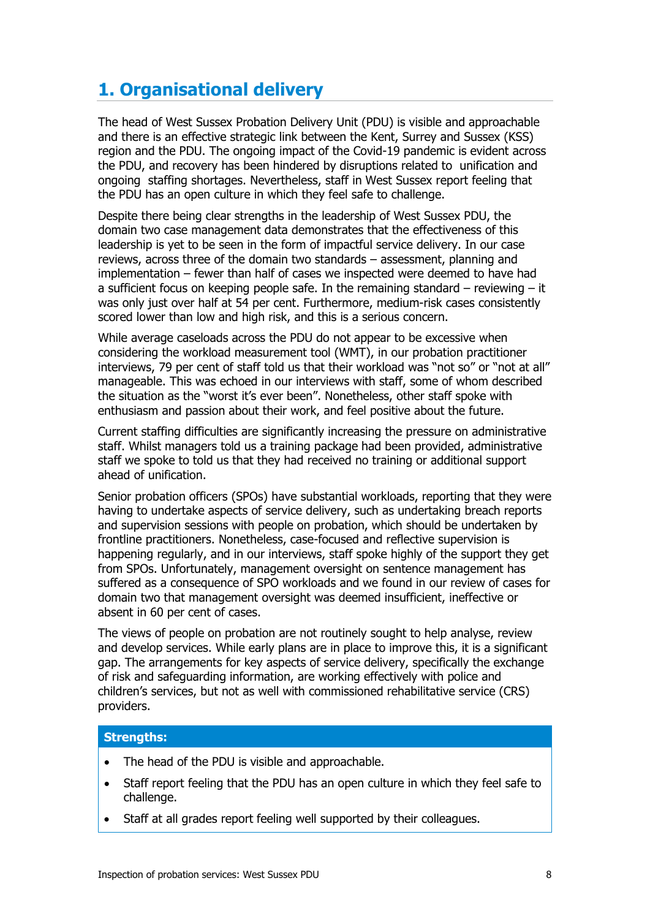## 1. Organisational delivery

The head of West Sussex Probation Delivery Unit (PDU) is visible and approachable and there is an effective strategic link between the Kent, Surrey and Sussex (KSS) region and the PDU. The ongoing impact of the Covid-19 pandemic is evident across the PDU, and recovery has been hindered by disruptions related to unification and ongoing staffing shortages. Nevertheless, staff in West Sussex report feeling that the PDU has an open culture in which they feel safe to challenge.

Despite there being clear strengths in the leadership of West Sussex PDU, the domain two case management data demonstrates that the effectiveness of this leadership is yet to be seen in the form of impactful service delivery. In our case reviews, across three of the domain two standards – assessment, planning and implementation – fewer than half of cases we inspected were deemed to have had a sufficient focus on keeping people safe. In the remaining standard – reviewing – it was only just over half at 54 per cent. Furthermore, medium-risk cases consistently scored lower than low and high risk, and this is a serious concern.

While average caseloads across the PDU do not appear to be excessive when considering the workload measurement tool (WMT), in our probation practitioner interviews, 79 per cent of staff told us that their workload was "not so" or "not at all" manageable. This was echoed in our interviews with staff, some of whom described the situation as the "worst it's ever been". Nonetheless, other staff spoke with enthusiasm and passion about their work, and feel positive about the future.

Current staffing difficulties are significantly increasing the pressure on administrative staff. Whilst managers told us a training package had been provided, administrative staff we spoke to told us that they had received no training or additional support ahead of unification.

Senior probation officers (SPOs) have substantial workloads, reporting that they were having to undertake aspects of service delivery, such as undertaking breach reports and supervision sessions with people on probation, which should be undertaken by frontline practitioners. Nonetheless, case-focused and reflective supervision is happening regularly, and in our interviews, staff spoke highly of the support they get from SPOs. Unfortunately, management oversight on sentence management has suffered as a consequence of SPO workloads and we found in our review of cases for domain two that management oversight was deemed insufficient, ineffective or absent in 60 per cent of cases.

The views of people on probation are not routinely sought to help analyse, review and develop services. While early plans are in place to improve this, it is a significant gap. The arrangements for key aspects of service delivery, specifically the exchange of risk and safeguarding information, are working effectively with police and children's services, but not as well with commissioned rehabilitative service (CRS) providers.

**Strengths:**

- The head of the PDU is visible and approachable.
- Staff report feeling that the PDU has an open culture in which they feel safe to challenge.
- Staff at all grades report feeling well supported by their colleagues.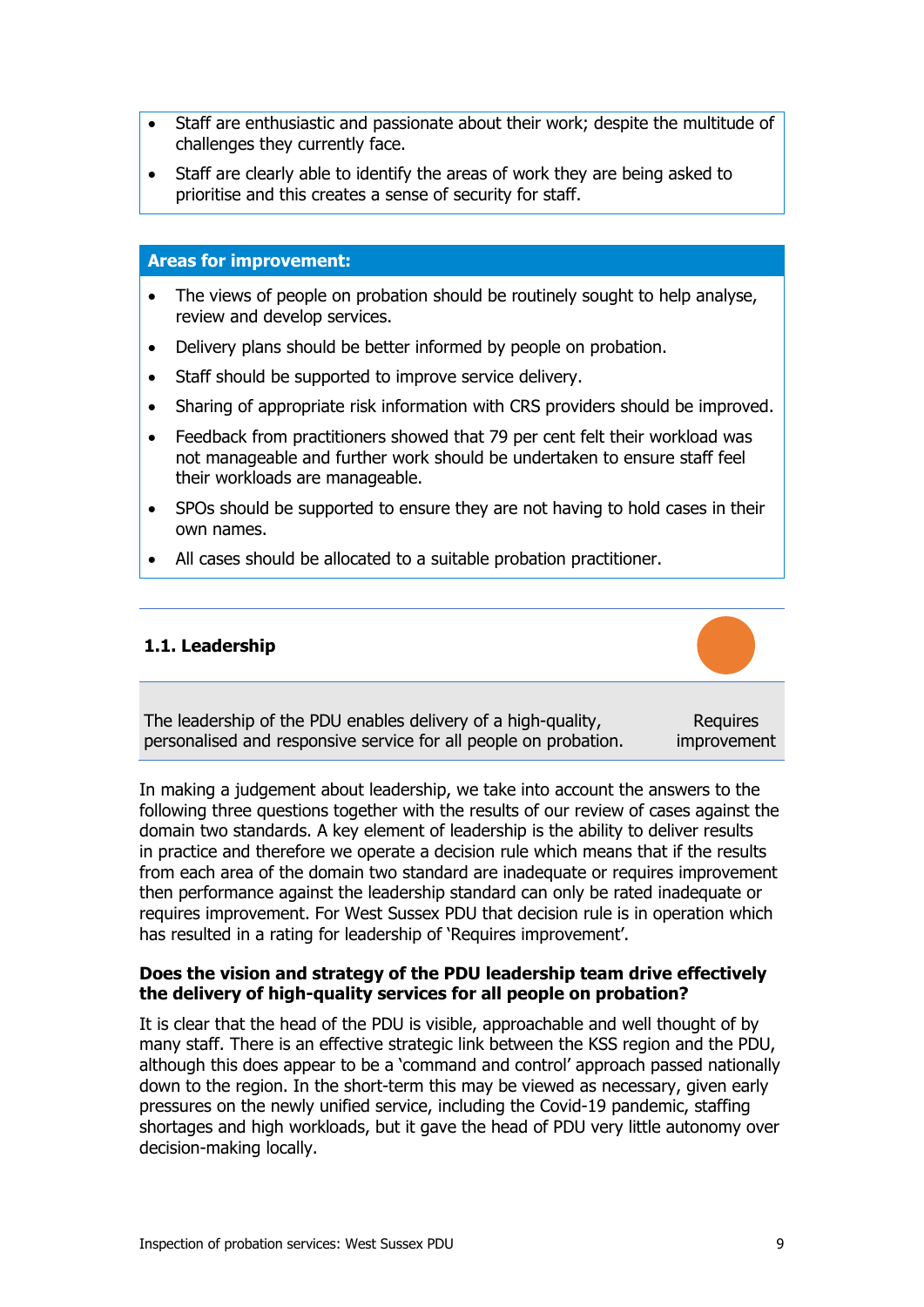- Staff are enthusiastic and passionate about their work; despite the multitude of challenges they currently face.
- Staff are clearly able to identify the areas of work they are being asked to prioritise and this creates a sense of security for staff.

**Areas for improvement:**

- The views of people on probation should be routinely sought to help analyse, review and develop services.
- Delivery plans should be better informed by people on probation.
- Staff should be supported to improve service delivery.
- Sharing of appropriate risk information with CRS providers should be improved.
- Feedback from practitioners showed that 79 per cent felt their workload was not manageable and further work should be undertaken to ensure staff feel their workloads are manageable.
- SPOs should be supported to ensure they are not having to hold cases in their own names.
- All cases should be allocated to a suitable probation practitioner.

### 1.1. Leadership

| The leadership of the PDU enables delivery of a high-quality, personalised and responsive service for all people on probation. | Requires improvement |
|---|---|

In making a judgement about leadership, we take into account the answers to the following three questions together with the results of our review of cases against the domain two standards. A key element of leadership is the ability to deliver results in practice and therefore we operate a decision rule which means that if the results from each area of the domain two standard are inadequate or requires improvement then performance against the leadership standard can only be rated inadequate or requires improvement. For West Sussex PDU that decision rule is in operation which has resulted in a rating for leadership of 'Requires improvement'.

**Does the vision and strategy of the PDU leadership team drive effectively the delivery of high-quality services for all people on probation?**

It is clear that the head of the PDU is visible, approachable and well thought of by many staff. There is an effective strategic link between the KSS region and the PDU, although this does appear to be a 'command and control' approach passed nationally down to the region. In the short-term this may be viewed as necessary, given early pressures on the newly unified service, including the Covid-19 pandemic, staffing shortages and high workloads, but it gave the head of PDU very little autonomy over decision-making locally.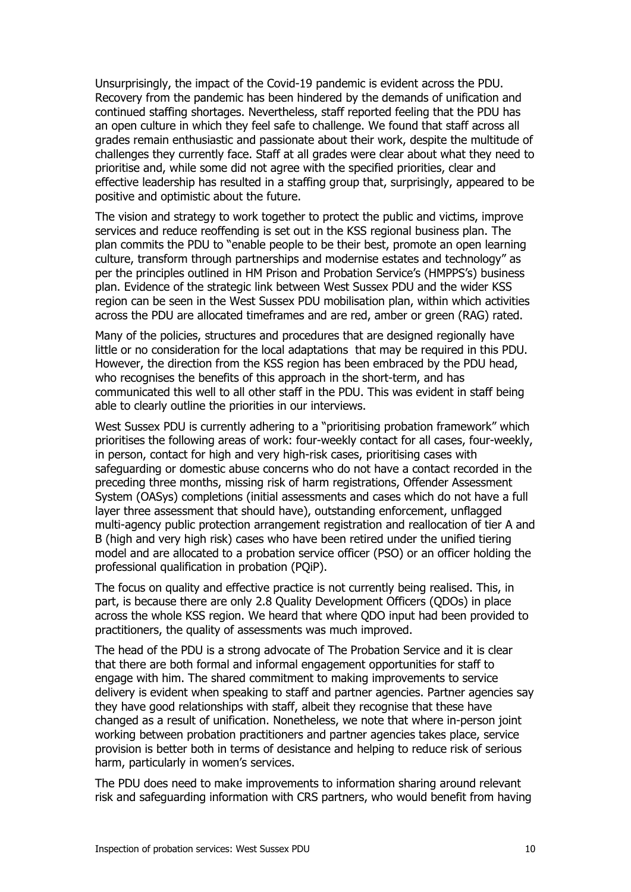Unsurprisingly, the impact of the Covid-19 pandemic is evident across the PDU. Recovery from the pandemic has been hindered by the demands of unification and continued staffing shortages. Nevertheless, staff reported feeling that the PDU has an open culture in which they feel safe to challenge. We found that staff across all grades remain enthusiastic and passionate about their work, despite the multitude of challenges they currently face. Staff at all grades were clear about what they need to prioritise and, while some did not agree with the specified priorities, clear and effective leadership has resulted in a staffing group that, surprisingly, appeared to be positive and optimistic about the future.

The vision and strategy to work together to protect the public and victims, improve services and reduce reoffending is set out in the KSS regional business plan. The plan commits the PDU to "enable people to be their best, promote an open learning culture, transform through partnerships and modernise estates and technology" as per the principles outlined in HM Prison and Probation Service's (HMPPS's) business plan. Evidence of the strategic link between West Sussex PDU and the wider KSS region can be seen in the West Sussex PDU mobilisation plan, within which activities across the PDU are allocated timeframes and are red, amber or green (RAG) rated.

Many of the policies, structures and procedures that are designed regionally have little or no consideration for the local adaptations that may be required in this PDU. However, the direction from the KSS region has been embraced by the PDU head, who recognises the benefits of this approach in the short-term, and has communicated this well to all other staff in the PDU. This was evident in staff being able to clearly outline the priorities in our interviews.

West Sussex PDU is currently adhering to a "prioritising probation framework" which prioritises the following areas of work: four-weekly contact for all cases, four-weekly, in person, contact for high and very high-risk cases, prioritising cases with safeguarding or domestic abuse concerns who do not have a contact recorded in the preceding three months, missing risk of harm registrations, Offender Assessment System (OASys) completions (initial assessments and cases which do not have a full layer three assessment that should have), outstanding enforcement, unflagged multi-agency public protection arrangement registration and reallocation of tier A and B (high and very high risk) cases who have been retired under the unified tiering model and are allocated to a probation service officer (PSO) or an officer holding the professional qualification in probation (PQiP).

The focus on quality and effective practice is not currently being realised. This, in part, is because there are only 2.8 Quality Development Officers (QDOs) in place across the whole KSS region. We heard that where QDO input had been provided to practitioners, the quality of assessments was much improved.

The head of the PDU is a strong advocate of The Probation Service and it is clear that there are both formal and informal engagement opportunities for staff to engage with him. The shared commitment to making improvements to service delivery is evident when speaking to staff and partner agencies. Partner agencies say they have good relationships with staff, albeit they recognise that these have changed as a result of unification. Nonetheless, we note that where in-person joint working between probation practitioners and partner agencies takes place, service provision is better both in terms of desistance and helping to reduce risk of serious harm, particularly in women's services.

The PDU does need to make improvements to information sharing around relevant risk and safeguarding information with CRS partners, who would benefit from having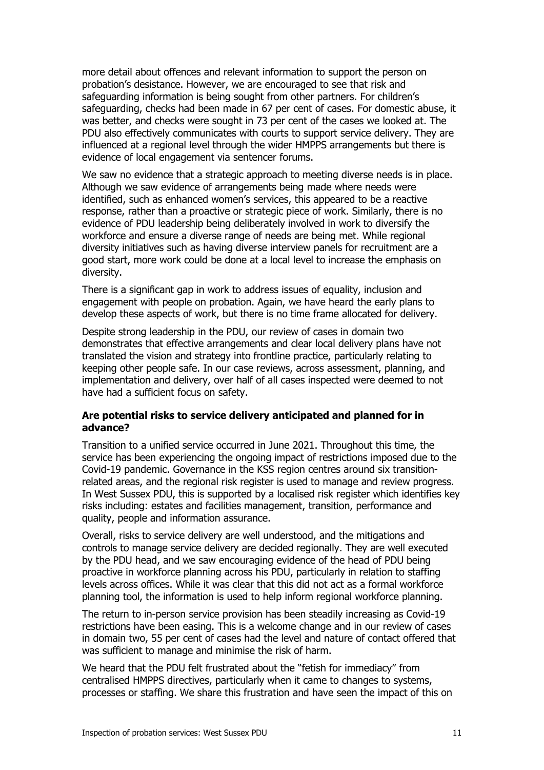more detail about offences and relevant information to support the person on probation's desistance. However, we are encouraged to see that risk and safeguarding information is being sought from other partners. For children's safeguarding, checks had been made in 67 per cent of cases. For domestic abuse, it was better, and checks were sought in 73 per cent of the cases we looked at. The PDU also effectively communicates with courts to support service delivery. They are influenced at a regional level through the wider HMPPS arrangements but there is evidence of local engagement via sentencer forums.

We saw no evidence that a strategic approach to meeting diverse needs is in place. Although we saw evidence of arrangements being made where needs were identified, such as enhanced women's services, this appeared to be a reactive response, rather than a proactive or strategic piece of work. Similarly, there is no evidence of PDU leadership being deliberately involved in work to diversify the workforce and ensure a diverse range of needs are being met. While regional diversity initiatives such as having diverse interview panels for recruitment are a good start, more work could be done at a local level to increase the emphasis on diversity.

There is a significant gap in work to address issues of equality, inclusion and engagement with people on probation. Again, we have heard the early plans to develop these aspects of work, but there is no time frame allocated for delivery.

Despite strong leadership in the PDU, our review of cases in domain two demonstrates that effective arrangements and clear local delivery plans have not translated the vision and strategy into frontline practice, particularly relating to keeping other people safe. In our case reviews, across assessment, planning, and implementation and delivery, over half of all cases inspected were deemed to not have had a sufficient focus on safety.

**Are potential risks to service delivery anticipated and planned for in advance?**

Transition to a unified service occurred in June 2021. Throughout this time, the service has been experiencing the ongoing impact of restrictions imposed due to the Covid-19 pandemic. Governance in the KSS region centres around six transition-related areas, and the regional risk register is used to manage and review progress. In West Sussex PDU, this is supported by a localised risk register which identifies key risks including: estates and facilities management, transition, performance and quality, people and information assurance.

Overall, risks to service delivery are well understood, and the mitigations and controls to manage service delivery are decided regionally. They are well executed by the PDU head, and we saw encouraging evidence of the head of PDU being proactive in workforce planning across his PDU, particularly in relation to staffing levels across offices. While it was clear that this did not act as a formal workforce planning tool, the information is used to help inform regional workforce planning.

The return to in-person service provision has been steadily increasing as Covid-19 restrictions have been easing. This is a welcome change and in our review of cases in domain two, 55 per cent of cases had the level and nature of contact offered that was sufficient to manage and minimise the risk of harm.

We heard that the PDU felt frustrated about the "fetish for immediacy" from centralised HMPPS directives, particularly when it came to changes to systems, processes or staffing. We share this frustration and have seen the impact of this on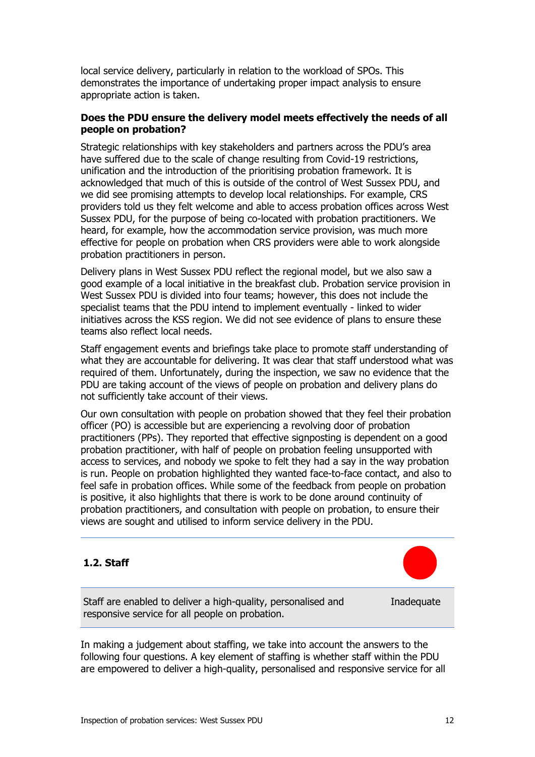local service delivery, particularly in relation to the workload of SPOs. This demonstrates the importance of undertaking proper impact analysis to ensure appropriate action is taken.

**Does the PDU ensure the delivery model meets effectively the needs of all people on probation?**

Strategic relationships with key stakeholders and partners across the PDU's area have suffered due to the scale of change resulting from Covid-19 restrictions, unification and the introduction of the prioritising probation framework. It is acknowledged that much of this is outside of the control of West Sussex PDU, and we did see promising attempts to develop local relationships. For example, CRS providers told us they felt welcome and able to access probation offices across West Sussex PDU, for the purpose of being co-located with probation practitioners. We heard, for example, how the accommodation service provision, was much more effective for people on probation when CRS providers were able to work alongside probation practitioners in person.

Delivery plans in West Sussex PDU reflect the regional model, but we also saw a good example of a local initiative in the breakfast club. Probation service provision in West Sussex PDU is divided into four teams; however, this does not include the specialist teams that the PDU intend to implement eventually - linked to wider initiatives across the KSS region. We did not see evidence of plans to ensure these teams also reflect local needs.

Staff engagement events and briefings take place to promote staff understanding of what they are accountable for delivering. It was clear that staff understood what was required of them. Unfortunately, during the inspection, we saw no evidence that the PDU are taking account of the views of people on probation and delivery plans do not sufficiently take account of their views.

Our own consultation with people on probation showed that they feel their probation officer (PO) is accessible but are experiencing a revolving door of probation practitioners (PPs). They reported that effective signposting is dependent on a good probation practitioner, with half of people on probation feeling unsupported with access to services, and nobody we spoke to felt they had a say in the way probation is run. People on probation highlighted they wanted face-to-face contact, and also to feel safe in probation offices. While some of the feedback from people on probation is positive, it also highlights that there is work to be done around continuity of probation practitioners, and consultation with people on probation, to ensure their views are sought and utilised to inform service delivery in the PDU.

---

## 1.2. Staff

| Staff are enabled to deliver a high-quality, personalised and responsive service for all people on probation. | Inadequate |
|---|---|

In making a judgement about staffing, we take into account the answers to the following four questions. A key element of staffing is whether staff within the PDU are empowered to deliver a high-quality, personalised and responsive service for all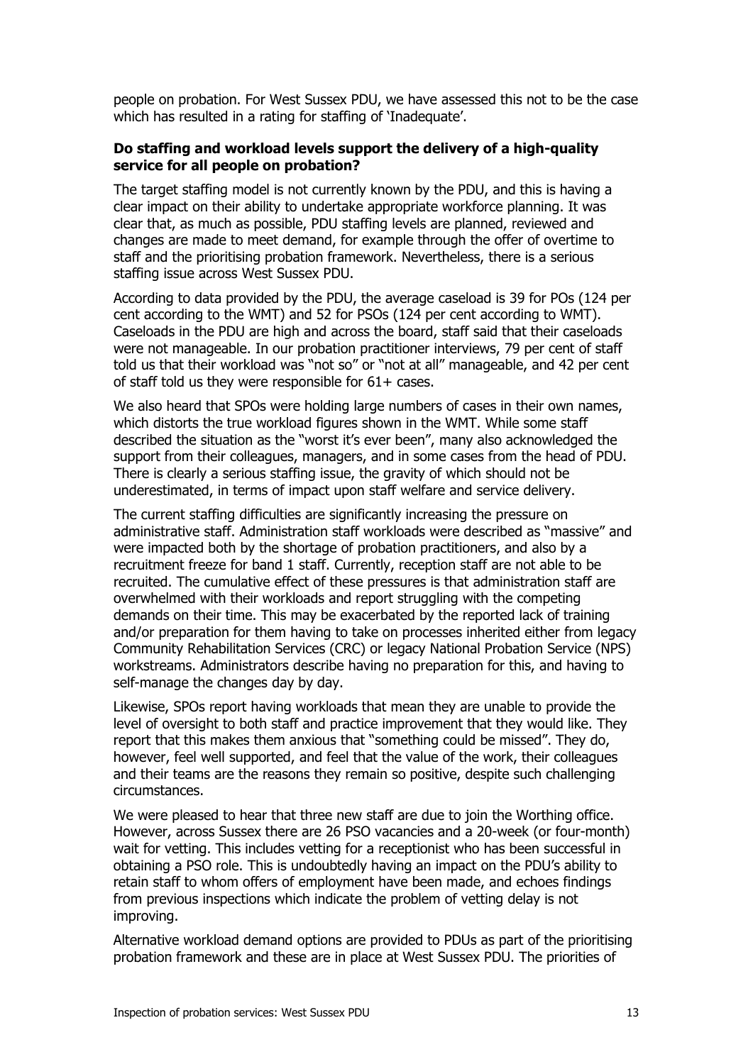people on probation. For West Sussex PDU, we have assessed this not to be the case which has resulted in a rating for staffing of 'Inadequate'.

**Do staffing and workload levels support the delivery of a high-quality service for all people on probation?**

The target staffing model is not currently known by the PDU, and this is having a clear impact on their ability to undertake appropriate workforce planning. It was clear that, as much as possible, PDU staffing levels are planned, reviewed and changes are made to meet demand, for example through the offer of overtime to staff and the prioritising probation framework. Nevertheless, there is a serious staffing issue across West Sussex PDU.

According to data provided by the PDU, the average caseload is 39 for POs (124 per cent according to the WMT) and 52 for PSOs (124 per cent according to WMT). Caseloads in the PDU are high and across the board, staff said that their caseloads were not manageable. In our probation practitioner interviews, 79 per cent of staff told us that their workload was "not so" or "not at all" manageable, and 42 per cent of staff told us they were responsible for 61+ cases.

We also heard that SPOs were holding large numbers of cases in their own names, which distorts the true workload figures shown in the WMT. While some staff described the situation as the "worst it's ever been", many also acknowledged the support from their colleagues, managers, and in some cases from the head of PDU. There is clearly a serious staffing issue, the gravity of which should not be underestimated, in terms of impact upon staff welfare and service delivery.

The current staffing difficulties are significantly increasing the pressure on administrative staff. Administration staff workloads were described as "massive" and were impacted both by the shortage of probation practitioners, and also by a recruitment freeze for band 1 staff. Currently, reception staff are not able to be recruited. The cumulative effect of these pressures is that administration staff are overwhelmed with their workloads and report struggling with the competing demands on their time. This may be exacerbated by the reported lack of training and/or preparation for them having to take on processes inherited either from legacy Community Rehabilitation Services (CRC) or legacy National Probation Service (NPS) workstreams. Administrators describe having no preparation for this, and having to self-manage the changes day by day.

Likewise, SPOs report having workloads that mean they are unable to provide the level of oversight to both staff and practice improvement that they would like. They report that this makes them anxious that "something could be missed". They do, however, feel well supported, and feel that the value of the work, their colleagues and their teams are the reasons they remain so positive, despite such challenging circumstances.

We were pleased to hear that three new staff are due to join the Worthing office. However, across Sussex there are 26 PSO vacancies and a 20-week (or four-month) wait for vetting. This includes vetting for a receptionist who has been successful in obtaining a PSO role. This is undoubtedly having an impact on the PDU's ability to retain staff to whom offers of employment have been made, and echoes findings from previous inspections which indicate the problem of vetting delay is not improving.

Alternative workload demand options are provided to PDUs as part of the prioritising probation framework and these are in place at West Sussex PDU. The priorities of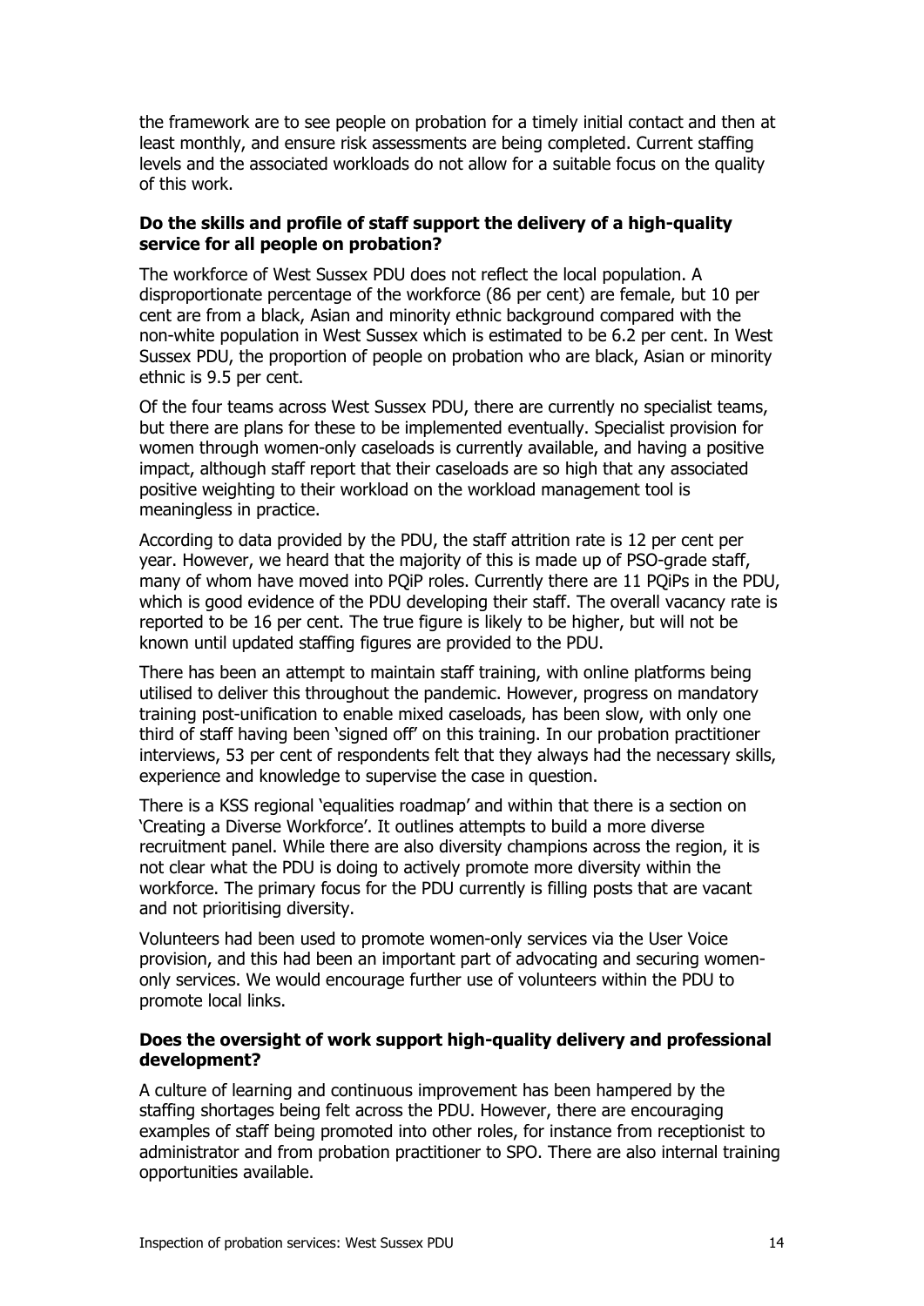the framework are to see people on probation for a timely initial contact and then at least monthly, and ensure risk assessments are being completed. Current staffing levels and the associated workloads do not allow for a suitable focus on the quality of this work.

**Do the skills and profile of staff support the delivery of a high-quality service for all people on probation?**

The workforce of West Sussex PDU does not reflect the local population. A disproportionate percentage of the workforce (86 per cent) are female, but 10 per cent are from a black, Asian and minority ethnic background compared with the non-white population in West Sussex which is estimated to be 6.2 per cent. In West Sussex PDU, the proportion of people on probation who are black, Asian or minority ethnic is 9.5 per cent.

Of the four teams across West Sussex PDU, there are currently no specialist teams, but there are plans for these to be implemented eventually. Specialist provision for women through women-only caseloads is currently available, and having a positive impact, although staff report that their caseloads are so high that any associated positive weighting to their workload on the workload management tool is meaningless in practice.

According to data provided by the PDU, the staff attrition rate is 12 per cent per year. However, we heard that the majority of this is made up of PSO-grade staff, many of whom have moved into PQiP roles. Currently there are 11 PQiPs in the PDU, which is good evidence of the PDU developing their staff. The overall vacancy rate is reported to be 16 per cent. The true figure is likely to be higher, but will not be known until updated staffing figures are provided to the PDU.

There has been an attempt to maintain staff training, with online platforms being utilised to deliver this throughout the pandemic. However, progress on mandatory training post-unification to enable mixed caseloads, has been slow, with only one third of staff having been 'signed off' on this training. In our probation practitioner interviews, 53 per cent of respondents felt that they always had the necessary skills, experience and knowledge to supervise the case in question.

There is a KSS regional 'equalities roadmap' and within that there is a section on 'Creating a Diverse Workforce'. It outlines attempts to build a more diverse recruitment panel. While there are also diversity champions across the region, it is not clear what the PDU is doing to actively promote more diversity within the workforce. The primary focus for the PDU currently is filling posts that are vacant and not prioritising diversity.

Volunteers had been used to promote women-only services via the User Voice provision, and this had been an important part of advocating and securing women-only services. We would encourage further use of volunteers within the PDU to promote local links.

**Does the oversight of work support high-quality delivery and professional development?**

A culture of learning and continuous improvement has been hampered by the staffing shortages being felt across the PDU. However, there are encouraging examples of staff being promoted into other roles, for instance from receptionist to administrator and from probation practitioner to SPO. There are also internal training opportunities available.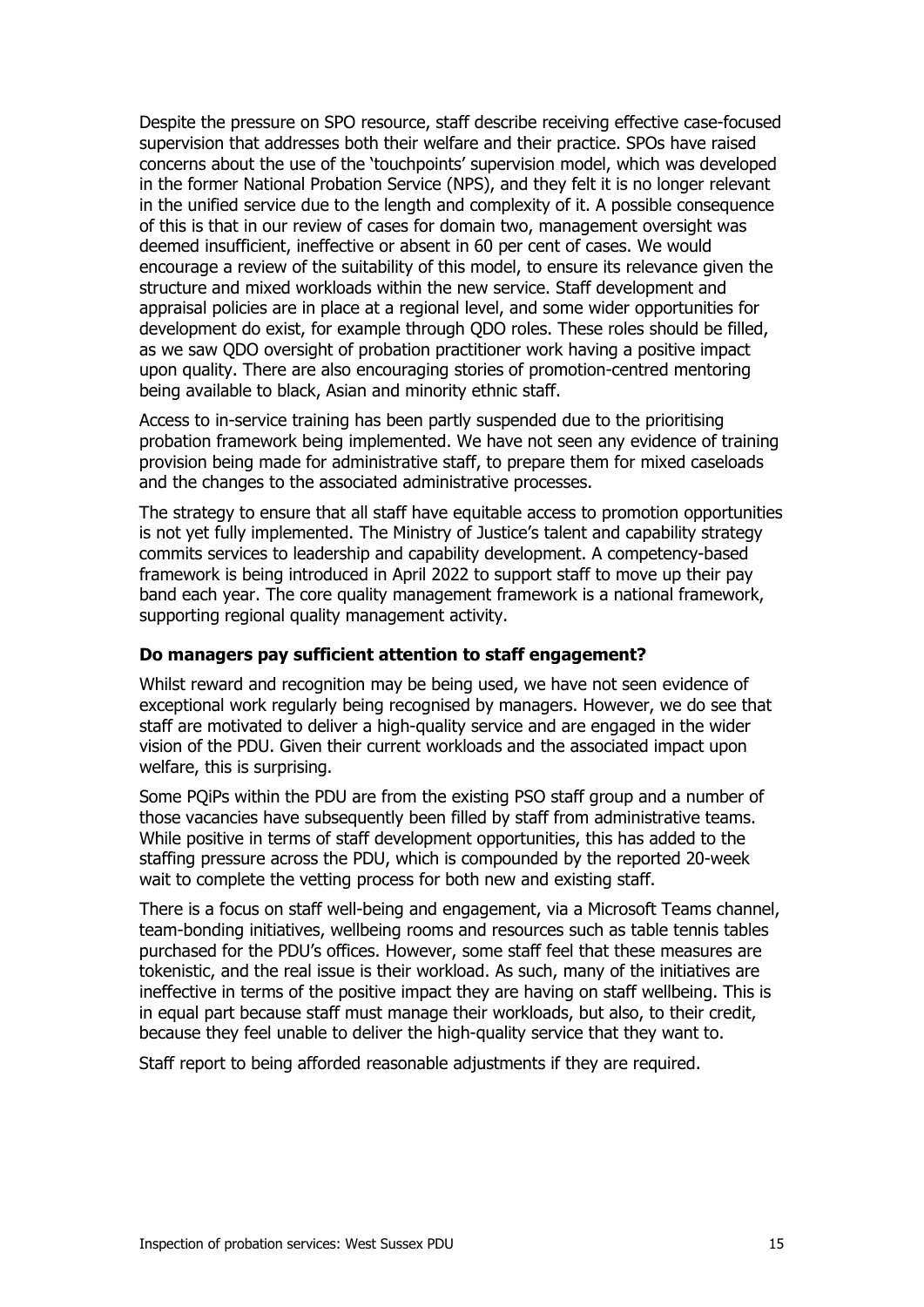Despite the pressure on SPO resource, staff describe receiving effective case-focused supervision that addresses both their welfare and their practice. SPOs have raised concerns about the use of the 'touchpoints' supervision model, which was developed in the former National Probation Service (NPS), and they felt it is no longer relevant in the unified service due to the length and complexity of it. A possible consequence of this is that in our review of cases for domain two, management oversight was deemed insufficient, ineffective or absent in 60 per cent of cases. We would encourage a review of the suitability of this model, to ensure its relevance given the structure and mixed workloads within the new service. Staff development and appraisal policies are in place at a regional level, and some wider opportunities for development do exist, for example through QDO roles. These roles should be filled, as we saw QDO oversight of probation practitioner work having a positive impact upon quality. There are also encouraging stories of promotion-centred mentoring being available to black, Asian and minority ethnic staff.

Access to in-service training has been partly suspended due to the prioritising probation framework being implemented. We have not seen any evidence of training provision being made for administrative staff, to prepare them for mixed caseloads and the changes to the associated administrative processes.

The strategy to ensure that all staff have equitable access to promotion opportunities is not yet fully implemented. The Ministry of Justice's talent and capability strategy commits services to leadership and capability development. A competency-based framework is being introduced in April 2022 to support staff to move up their pay band each year. The core quality management framework is a national framework, supporting regional quality management activity.

### Do managers pay sufficient attention to staff engagement?

Whilst reward and recognition may be being used, we have not seen evidence of exceptional work regularly being recognised by managers. However, we do see that staff are motivated to deliver a high-quality service and are engaged in the wider vision of the PDU. Given their current workloads and the associated impact upon welfare, this is surprising.

Some PQiPs within the PDU are from the existing PSO staff group and a number of those vacancies have subsequently been filled by staff from administrative teams. While positive in terms of staff development opportunities, this has added to the staffing pressure across the PDU, which is compounded by the reported 20-week wait to complete the vetting process for both new and existing staff.

There is a focus on staff well-being and engagement, via a Microsoft Teams channel, team-bonding initiatives, wellbeing rooms and resources such as table tennis tables purchased for the PDU's offices. However, some staff feel that these measures are tokenistic, and the real issue is their workload. As such, many of the initiatives are ineffective in terms of the positive impact they are having on staff wellbeing. This is in equal part because staff must manage their workloads, but also, to their credit, because they feel unable to deliver the high-quality service that they want to.

Staff report to being afforded reasonable adjustments if they are required.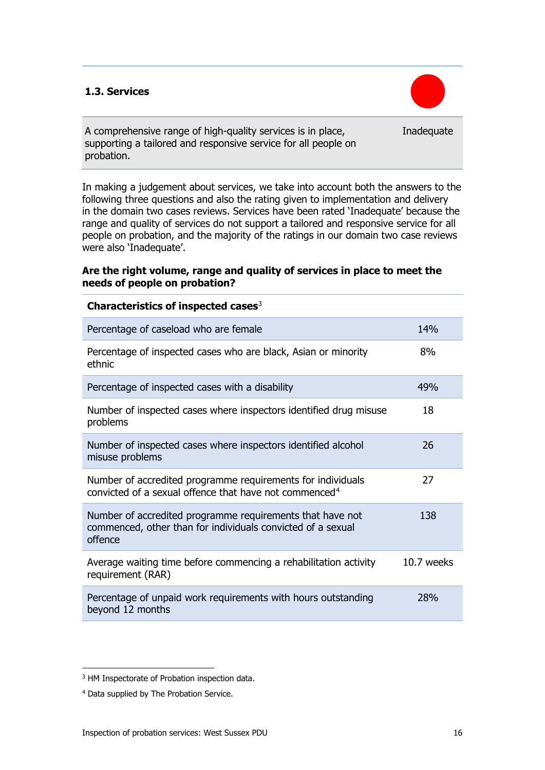## 1.3. Services

| A comprehensive range of high-quality services is in place, supporting a tailored and responsive service for all people on probation. | Inadequate |
|---|---|

In making a judgement about services, we take into account both the answers to the following three questions and also the rating given to implementation and delivery in the domain two cases reviews. Services have been rated 'Inadequate' because the range and quality of services do not support a tailored and responsive service for all people on probation, and the majority of the ratings in our domain two case reviews were also 'Inadequate'.

**Are the right volume, range and quality of services in place to meet the needs of people on probation?**

| **Characteristics of inspected cases**[3] | |
|---|---|
| Percentage of caseload who are female | 14% |
| Percentage of inspected cases who are black, Asian or minority ethnic | 8% |
| Percentage of inspected cases with a disability | 49% |
| Number of inspected cases where inspectors identified drug misuse problems | 18 |
| Number of inspected cases where inspectors identified alcohol misuse problems | 26 |
| Number of accredited programme requirements for individuals convicted of a sexual offence that have not commenced[4] | 27 |
| Number of accredited programme requirements that have not commenced, other than for individuals convicted of a sexual offence | 138 |
| Average waiting time before commencing a rehabilitation activity requirement (RAR) | 10.7 weeks |
| Percentage of unpaid work requirements with hours outstanding beyond 12 months | 28% |

[3] HM Inspectorate of Probation inspection data.

[4] Data supplied by The Probation Service.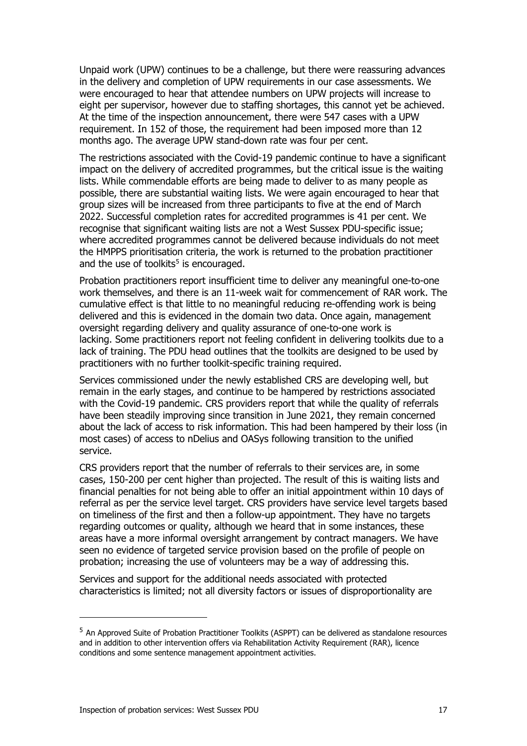Unpaid work (UPW) continues to be a challenge, but there were reassuring advances in the delivery and completion of UPW requirements in our case assessments. We were encouraged to hear that attendee numbers on UPW projects will increase to eight per supervisor, however due to staffing shortages, this cannot yet be achieved. At the time of the inspection announcement, there were 547 cases with a UPW requirement. In 152 of those, the requirement had been imposed more than 12 months ago. The average UPW stand-down rate was four per cent.

The restrictions associated with the Covid-19 pandemic continue to have a significant impact on the delivery of accredited programmes, but the critical issue is the waiting lists. While commendable efforts are being made to deliver to as many people as possible, there are substantial waiting lists. We were again encouraged to hear that group sizes will be increased from three participants to five at the end of March 2022. Successful completion rates for accredited programmes is 41 per cent. We recognise that significant waiting lists are not a West Sussex PDU-specific issue; where accredited programmes cannot be delivered because individuals do not meet the HMPPS prioritisation criteria, the work is returned to the probation practitioner and the use of toolkits[5] is encouraged.

Probation practitioners report insufficient time to deliver any meaningful one-to-one work themselves, and there is an 11-week wait for commencement of RAR work. The cumulative effect is that little to no meaningful reducing re-offending work is being delivered and this is evidenced in the domain two data. Once again, management oversight regarding delivery and quality assurance of one-to-one work is lacking. Some practitioners report not feeling confident in delivering toolkits due to a lack of training. The PDU head outlines that the toolkits are designed to be used by practitioners with no further toolkit-specific training required.

Services commissioned under the newly established CRS are developing well, but remain in the early stages, and continue to be hampered by restrictions associated with the Covid-19 pandemic. CRS providers report that while the quality of referrals have been steadily improving since transition in June 2021, they remain concerned about the lack of access to risk information. This had been hampered by their loss (in most cases) of access to nDelius and OASys following transition to the unified service.

CRS providers report that the number of referrals to their services are, in some cases, 150-200 per cent higher than projected. The result of this is waiting lists and financial penalties for not being able to offer an initial appointment within 10 days of referral as per the service level target. CRS providers have service level targets based on timeliness of the first and then a follow-up appointment. They have no targets regarding outcomes or quality, although we heard that in some instances, these areas have a more informal oversight arrangement by contract managers. We have seen no evidence of targeted service provision based on the profile of people on probation; increasing the use of volunteers may be a way of addressing this.

Services and support for the additional needs associated with protected characteristics is limited; not all diversity factors or issues of disproportionality are

---

[5] An Approved Suite of Probation Practitioner Toolkits (ASPPT) can be delivered as standalone resources and in addition to other intervention offers via Rehabilitation Activity Requirement (RAR), licence conditions and some sentence management appointment activities.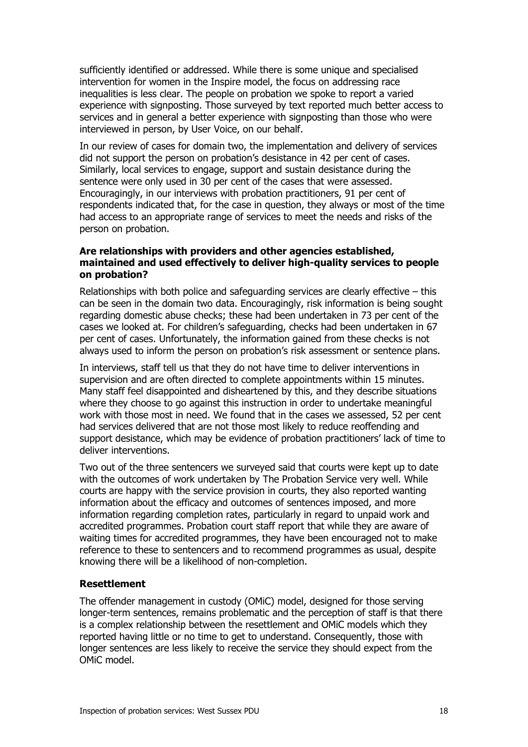sufficiently identified or addressed. While there is some unique and specialised intervention for women in the Inspire model, the focus on addressing race inequalities is less clear. The people on probation we spoke to report a varied experience with signposting. Those surveyed by text reported much better access to services and in general a better experience with signposting than those who were interviewed in person, by User Voice, on our behalf.

In our review of cases for domain two, the implementation and delivery of services did not support the person on probation's desistance in 42 per cent of cases. Similarly, local services to engage, support and sustain desistance during the sentence were only used in 30 per cent of the cases that were assessed. Encouragingly, in our interviews with probation practitioners, 91 per cent of respondents indicated that, for the case in question, they always or most of the time had access to an appropriate range of services to meet the needs and risks of the person on probation.

**Are relationships with providers and other agencies established, maintained and used effectively to deliver high-quality services to people on probation?**

Relationships with both police and safeguarding services are clearly effective – this can be seen in the domain two data. Encouragingly, risk information is being sought regarding domestic abuse checks; these had been undertaken in 73 per cent of the cases we looked at. For children's safeguarding, checks had been undertaken in 67 per cent of cases. Unfortunately, the information gained from these checks is not always used to inform the person on probation's risk assessment or sentence plans.

In interviews, staff tell us that they do not have time to deliver interventions in supervision and are often directed to complete appointments within 15 minutes. Many staff feel disappointed and disheartened by this, and they describe situations where they choose to go against this instruction in order to undertake meaningful work with those most in need. We found that in the cases we assessed, 52 per cent had services delivered that are not those most likely to reduce reoffending and support desistance, which may be evidence of probation practitioners' lack of time to deliver interventions.

Two out of the three sentencers we surveyed said that courts were kept up to date with the outcomes of work undertaken by The Probation Service very well. While courts are happy with the service provision in courts, they also reported wanting information about the efficacy and outcomes of sentences imposed, and more information regarding completion rates, particularly in regard to unpaid work and accredited programmes. Probation court staff report that while they are aware of waiting times for accredited programmes, they have been encouraged not to make reference to these to sentencers and to recommend programmes as usual, despite knowing there will be a likelihood of non-completion.

**Resettlement**

The offender management in custody (OMiC) model, designed for those serving longer-term sentences, remains problematic and the perception of staff is that there is a complex relationship between the resettlement and OMiC models which they reported having little or no time to get to understand. Consequently, those with longer sentences are less likely to receive the service they should expect from the OMiC model.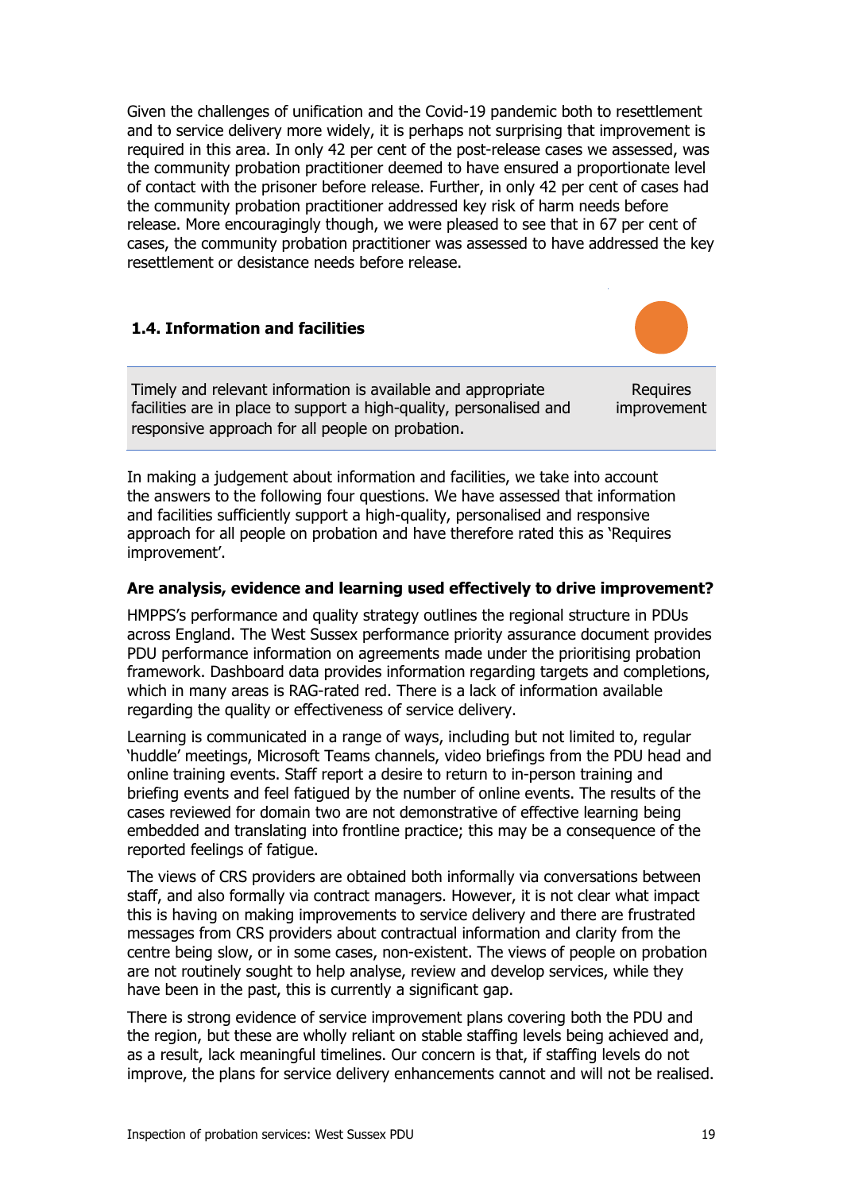Given the challenges of unification and the Covid-19 pandemic both to resettlement and to service delivery more widely, it is perhaps not surprising that improvement is required in this area. In only 42 per cent of the post-release cases we assessed, was the community probation practitioner deemed to have ensured a proportionate level of contact with the prisoner before release. Further, in only 42 per cent of cases had the community probation practitioner addressed key risk of harm needs before release. More encouragingly though, we were pleased to see that in 67 per cent of cases, the community probation practitioner was assessed to have addressed the key resettlement or desistance needs before release.

### 1.4. Information and facilities

| Timely and relevant information is available and appropriate facilities are in place to support a high-quality, personalised and responsive approach for all people on probation. | Requires improvement |
|---|---|

In making a judgement about information and facilities, we take into account the answers to the following four questions. We have assessed that information and facilities sufficiently support a high-quality, personalised and responsive approach for all people on probation and have therefore rated this as 'Requires improvement'.

**Are analysis, evidence and learning used effectively to drive improvement?**

HMPPS's performance and quality strategy outlines the regional structure in PDUs across England. The West Sussex performance priority assurance document provides PDU performance information on agreements made under the prioritising probation framework. Dashboard data provides information regarding targets and completions, which in many areas is RAG-rated red. There is a lack of information available regarding the quality or effectiveness of service delivery.

Learning is communicated in a range of ways, including but not limited to, regular 'huddle' meetings, Microsoft Teams channels, video briefings from the PDU head and online training events. Staff report a desire to return to in-person training and briefing events and feel fatigued by the number of online events. The results of the cases reviewed for domain two are not demonstrative of effective learning being embedded and translating into frontline practice; this may be a consequence of the reported feelings of fatigue.

The views of CRS providers are obtained both informally via conversations between staff, and also formally via contract managers. However, it is not clear what impact this is having on making improvements to service delivery and there are frustrated messages from CRS providers about contractual information and clarity from the centre being slow, or in some cases, non-existent. The views of people on probation are not routinely sought to help analyse, review and develop services, while they have been in the past, this is currently a significant gap.

There is strong evidence of service improvement plans covering both the PDU and the region, but these are wholly reliant on stable staffing levels being achieved and, as a result, lack meaningful timelines. Our concern is that, if staffing levels do not improve, the plans for service delivery enhancements cannot and will not be realised.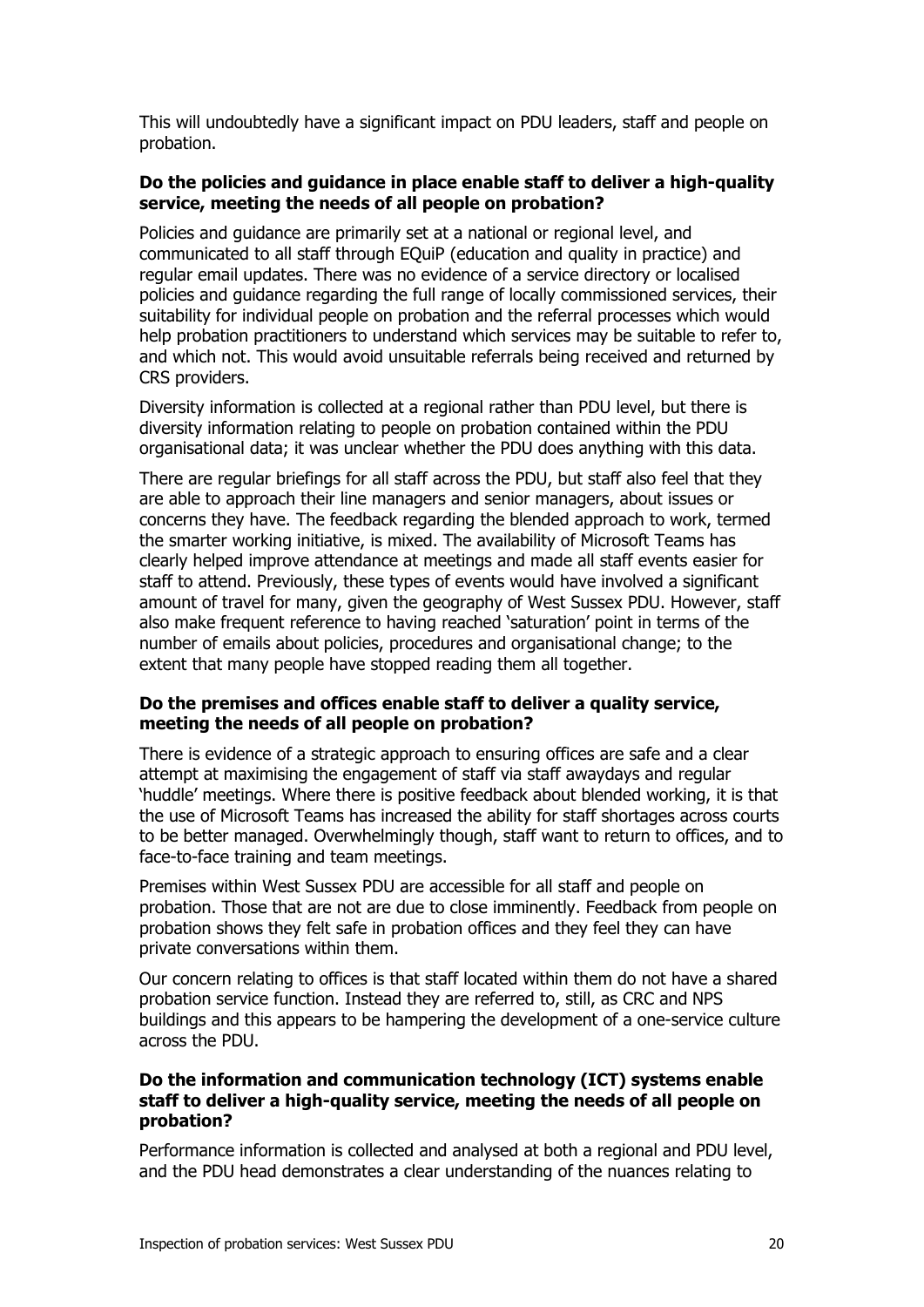This will undoubtedly have a significant impact on PDU leaders, staff and people on probation.

**Do the policies and guidance in place enable staff to deliver a high-quality service, meeting the needs of all people on probation?**

Policies and guidance are primarily set at a national or regional level, and communicated to all staff through EQuiP (education and quality in practice) and regular email updates. There was no evidence of a service directory or localised policies and guidance regarding the full range of locally commissioned services, their suitability for individual people on probation and the referral processes which would help probation practitioners to understand which services may be suitable to refer to, and which not. This would avoid unsuitable referrals being received and returned by CRS providers.

Diversity information is collected at a regional rather than PDU level, but there is diversity information relating to people on probation contained within the PDU organisational data; it was unclear whether the PDU does anything with this data.

There are regular briefings for all staff across the PDU, but staff also feel that they are able to approach their line managers and senior managers, about issues or concerns they have. The feedback regarding the blended approach to work, termed the smarter working initiative, is mixed. The availability of Microsoft Teams has clearly helped improve attendance at meetings and made all staff events easier for staff to attend. Previously, these types of events would have involved a significant amount of travel for many, given the geography of West Sussex PDU. However, staff also make frequent reference to having reached 'saturation' point in terms of the number of emails about policies, procedures and organisational change; to the extent that many people have stopped reading them all together.

**Do the premises and offices enable staff to deliver a quality service, meeting the needs of all people on probation?**

There is evidence of a strategic approach to ensuring offices are safe and a clear attempt at maximising the engagement of staff via staff awaydays and regular 'huddle' meetings. Where there is positive feedback about blended working, it is that the use of Microsoft Teams has increased the ability for staff shortages across courts to be better managed. Overwhelmingly though, staff want to return to offices, and to face-to-face training and team meetings.

Premises within West Sussex PDU are accessible for all staff and people on probation. Those that are not are due to close imminently. Feedback from people on probation shows they felt safe in probation offices and they feel they can have private conversations within them.

Our concern relating to offices is that staff located within them do not have a shared probation service function. Instead they are referred to, still, as CRC and NPS buildings and this appears to be hampering the development of a one-service culture across the PDU.

**Do the information and communication technology (ICT) systems enable staff to deliver a high-quality service, meeting the needs of all people on probation?**

Performance information is collected and analysed at both a regional and PDU level, and the PDU head demonstrates a clear understanding of the nuances relating to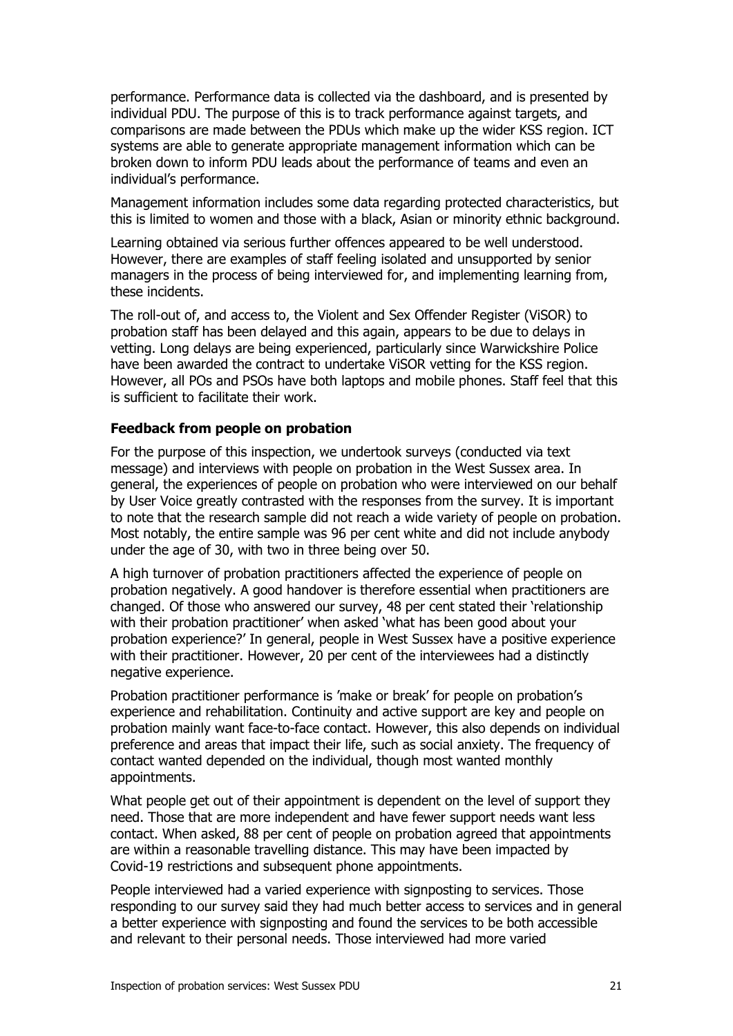performance. Performance data is collected via the dashboard, and is presented by individual PDU. The purpose of this is to track performance against targets, and comparisons are made between the PDUs which make up the wider KSS region. ICT systems are able to generate appropriate management information which can be broken down to inform PDU leads about the performance of teams and even an individual's performance.

Management information includes some data regarding protected characteristics, but this is limited to women and those with a black, Asian or minority ethnic background.

Learning obtained via serious further offences appeared to be well understood. However, there are examples of staff feeling isolated and unsupported by senior managers in the process of being interviewed for, and implementing learning from, these incidents.

The roll-out of, and access to, the Violent and Sex Offender Register (ViSOR) to probation staff has been delayed and this again, appears to be due to delays in vetting. Long delays are being experienced, particularly since Warwickshire Police have been awarded the contract to undertake ViSOR vetting for the KSS region. However, all POs and PSOs have both laptops and mobile phones. Staff feel that this is sufficient to facilitate their work.

**Feedback from people on probation**

For the purpose of this inspection, we undertook surveys (conducted via text message) and interviews with people on probation in the West Sussex area. In general, the experiences of people on probation who were interviewed on our behalf by User Voice greatly contrasted with the responses from the survey. It is important to note that the research sample did not reach a wide variety of people on probation. Most notably, the entire sample was 96 per cent white and did not include anybody under the age of 30, with two in three being over 50.

A high turnover of probation practitioners affected the experience of people on probation negatively. A good handover is therefore essential when practitioners are changed. Of those who answered our survey, 48 per cent stated their 'relationship with their probation practitioner' when asked 'what has been good about your probation experience?' In general, people in West Sussex have a positive experience with their practitioner. However, 20 per cent of the interviewees had a distinctly negative experience.

Probation practitioner performance is 'make or break' for people on probation's experience and rehabilitation. Continuity and active support are key and people on probation mainly want face-to-face contact. However, this also depends on individual preference and areas that impact their life, such as social anxiety. The frequency of contact wanted depended on the individual, though most wanted monthly appointments.

What people get out of their appointment is dependent on the level of support they need. Those that are more independent and have fewer support needs want less contact. When asked, 88 per cent of people on probation agreed that appointments are within a reasonable travelling distance. This may have been impacted by Covid-19 restrictions and subsequent phone appointments.

People interviewed had a varied experience with signposting to services. Those responding to our survey said they had much better access to services and in general a better experience with signposting and found the services to be both accessible and relevant to their personal needs. Those interviewed had more varied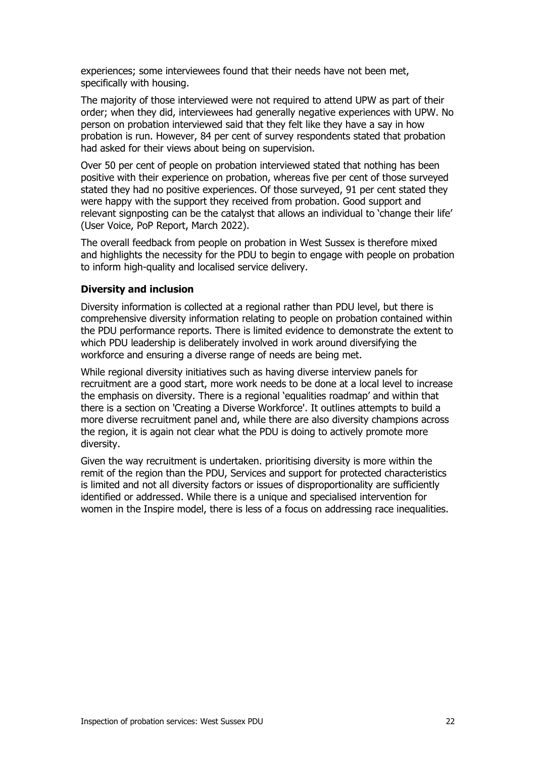experiences; some interviewees found that their needs have not been met, specifically with housing.

The majority of those interviewed were not required to attend UPW as part of their order; when they did, interviewees had generally negative experiences with UPW. No person on probation interviewed said that they felt like they have a say in how probation is run. However, 84 per cent of survey respondents stated that probation had asked for their views about being on supervision.

Over 50 per cent of people on probation interviewed stated that nothing has been positive with their experience on probation, whereas five per cent of those surveyed stated they had no positive experiences. Of those surveyed, 91 per cent stated they were happy with the support they received from probation. Good support and relevant signposting can be the catalyst that allows an individual to 'change their life' (User Voice, PoP Report, March 2022).

The overall feedback from people on probation in West Sussex is therefore mixed and highlights the necessity for the PDU to begin to engage with people on probation to inform high-quality and localised service delivery.

**Diversity and inclusion**

Diversity information is collected at a regional rather than PDU level, but there is comprehensive diversity information relating to people on probation contained within the PDU performance reports. There is limited evidence to demonstrate the extent to which PDU leadership is deliberately involved in work around diversifying the workforce and ensuring a diverse range of needs are being met.

While regional diversity initiatives such as having diverse interview panels for recruitment are a good start, more work needs to be done at a local level to increase the emphasis on diversity. There is a regional 'equalities roadmap' and within that there is a section on 'Creating a Diverse Workforce'. It outlines attempts to build a more diverse recruitment panel and, while there are also diversity champions across the region, it is again not clear what the PDU is doing to actively promote more diversity.

Given the way recruitment is undertaken. prioritising diversity is more within the remit of the region than the PDU, Services and support for protected characteristics is limited and not all diversity factors or issues of disproportionality are sufficiently identified or addressed. While there is a unique and specialised intervention for women in the Inspire model, there is less of a focus on addressing race inequalities.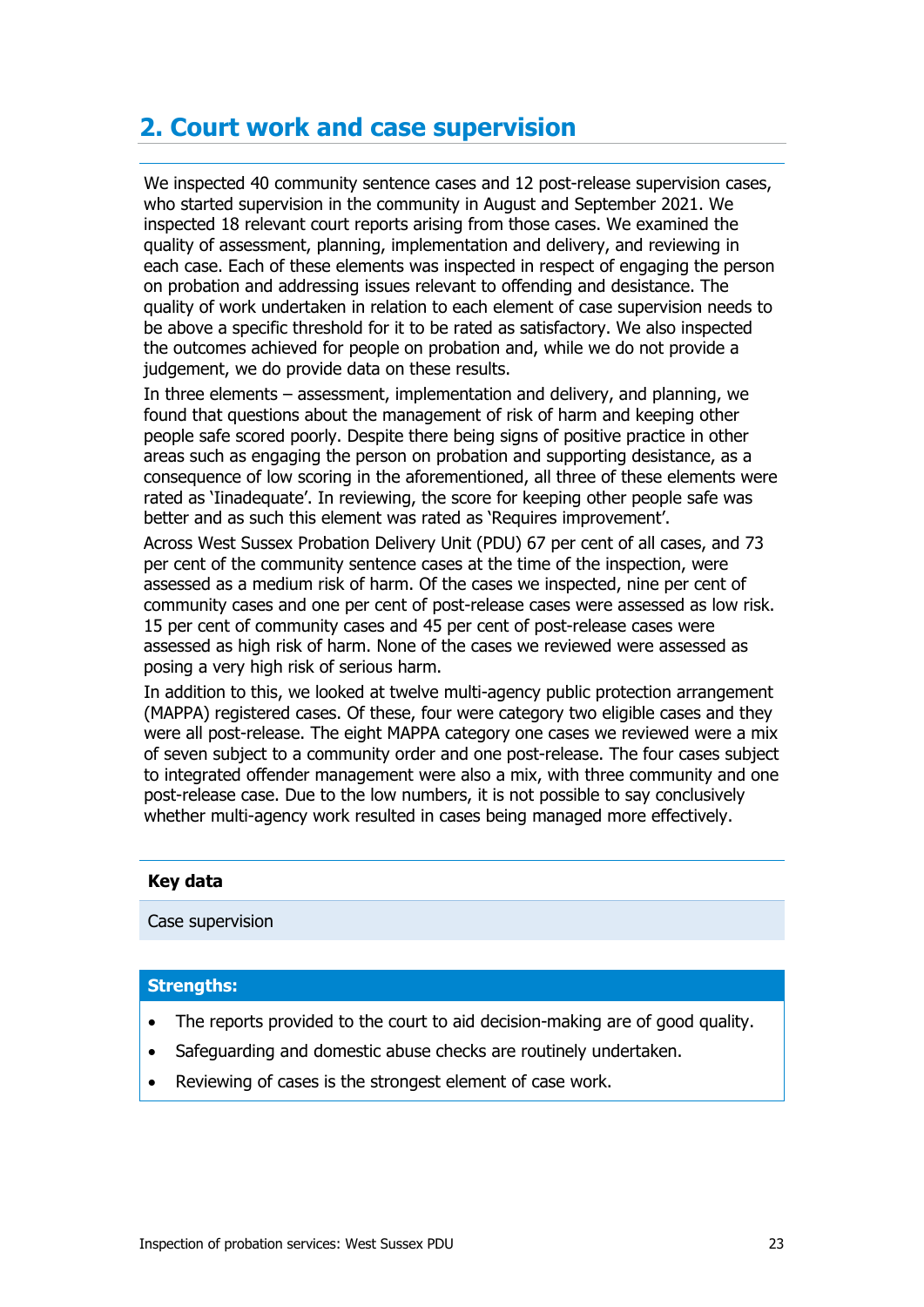## 2. Court work and case supervision

We inspected 40 community sentence cases and 12 post-release supervision cases, who started supervision in the community in August and September 2021. We inspected 18 relevant court reports arising from those cases. We examined the quality of assessment, planning, implementation and delivery, and reviewing in each case. Each of these elements was inspected in respect of engaging the person on probation and addressing issues relevant to offending and desistance. The quality of work undertaken in relation to each element of case supervision needs to be above a specific threshold for it to be rated as satisfactory. We also inspected the outcomes achieved for people on probation and, while we do not provide a judgement, we do provide data on these results.

In three elements – assessment, implementation and delivery, and planning, we found that questions about the management of risk of harm and keeping other people safe scored poorly. Despite there being signs of positive practice in other areas such as engaging the person on probation and supporting desistance, as a consequence of low scoring in the aforementioned, all three of these elements were rated as 'Iinadequate'. In reviewing, the score for keeping other people safe was better and as such this element was rated as 'Requires improvement'.

Across West Sussex Probation Delivery Unit (PDU) 67 per cent of all cases, and 73 per cent of the community sentence cases at the time of the inspection, were assessed as a medium risk of harm. Of the cases we inspected, nine per cent of community cases and one per cent of post-release cases were assessed as low risk. 15 per cent of community cases and 45 per cent of post-release cases were assessed as high risk of harm. None of the cases we reviewed were assessed as posing a very high risk of serious harm.

In addition to this, we looked at twelve multi-agency public protection arrangement (MAPPA) registered cases. Of these, four were category two eligible cases and they were all post-release. The eight MAPPA category one cases we reviewed were a mix of seven subject to a community order and one post-release. The four cases subject to integrated offender management were also a mix, with three community and one post-release case. Due to the low numbers, it is not possible to say conclusively whether multi-agency work resulted in cases being managed more effectively.

**Key data**

Case supervision

**Strengths:**

- The reports provided to the court to aid decision-making are of good quality.
- Safeguarding and domestic abuse checks are routinely undertaken.
- Reviewing of cases is the strongest element of case work.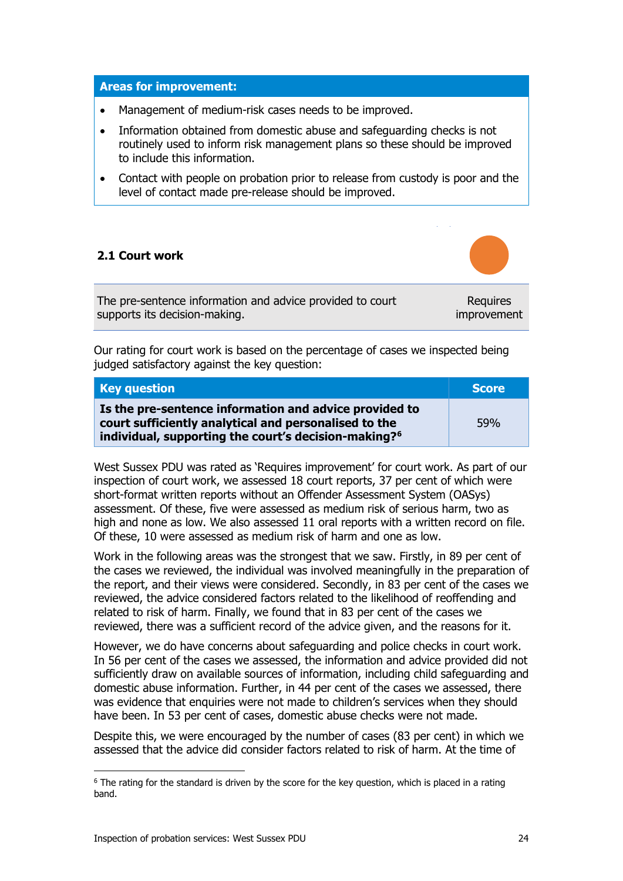**Areas for improvement:**

- Management of medium-risk cases needs to be improved.
- Information obtained from domestic abuse and safeguarding checks is not routinely used to inform risk management plans so these should be improved to include this information.
- Contact with people on probation prior to release from custody is poor and the level of contact made pre-release should be improved.

### 2.1 Court work

| The pre-sentence information and advice provided to court supports its decision-making. | Requires improvement |
|---|---|

Our rating for court work is based on the percentage of cases we inspected being judged satisfactory against the key question:

| Key question | Score |
|---|---|
| **Is the pre-sentence information and advice provided to court sufficiently analytical and personalised to the individual, supporting the court's decision-making?**[6] | 59% |

West Sussex PDU was rated as 'Requires improvement' for court work. As part of our inspection of court work, we assessed 18 court reports, 37 per cent of which were short-format written reports without an Offender Assessment System (OASys) assessment. Of these, five were assessed as medium risk of serious harm, two as high and none as low. We also assessed 11 oral reports with a written record on file. Of these, 10 were assessed as medium risk of harm and one as low.

Work in the following areas was the strongest that we saw. Firstly, in 89 per cent of the cases we reviewed, the individual was involved meaningfully in the preparation of the report, and their views were considered. Secondly, in 83 per cent of the cases we reviewed, the advice considered factors related to the likelihood of reoffending and related to risk of harm. Finally, we found that in 83 per cent of the cases we reviewed, there was a sufficient record of the advice given, and the reasons for it.

However, we do have concerns about safeguarding and police checks in court work. In 56 per cent of the cases we assessed, the information and advice provided did not sufficiently draw on available sources of information, including child safeguarding and domestic abuse information. Further, in 44 per cent of the cases we assessed, there was evidence that enquiries were not made to children's services when they should have been. In 53 per cent of cases, domestic abuse checks were not made.

Despite this, we were encouraged by the number of cases (83 per cent) in which we assessed that the advice did consider factors related to risk of harm. At the time of

[6] The rating for the standard is driven by the score for the key question, which is placed in a rating band.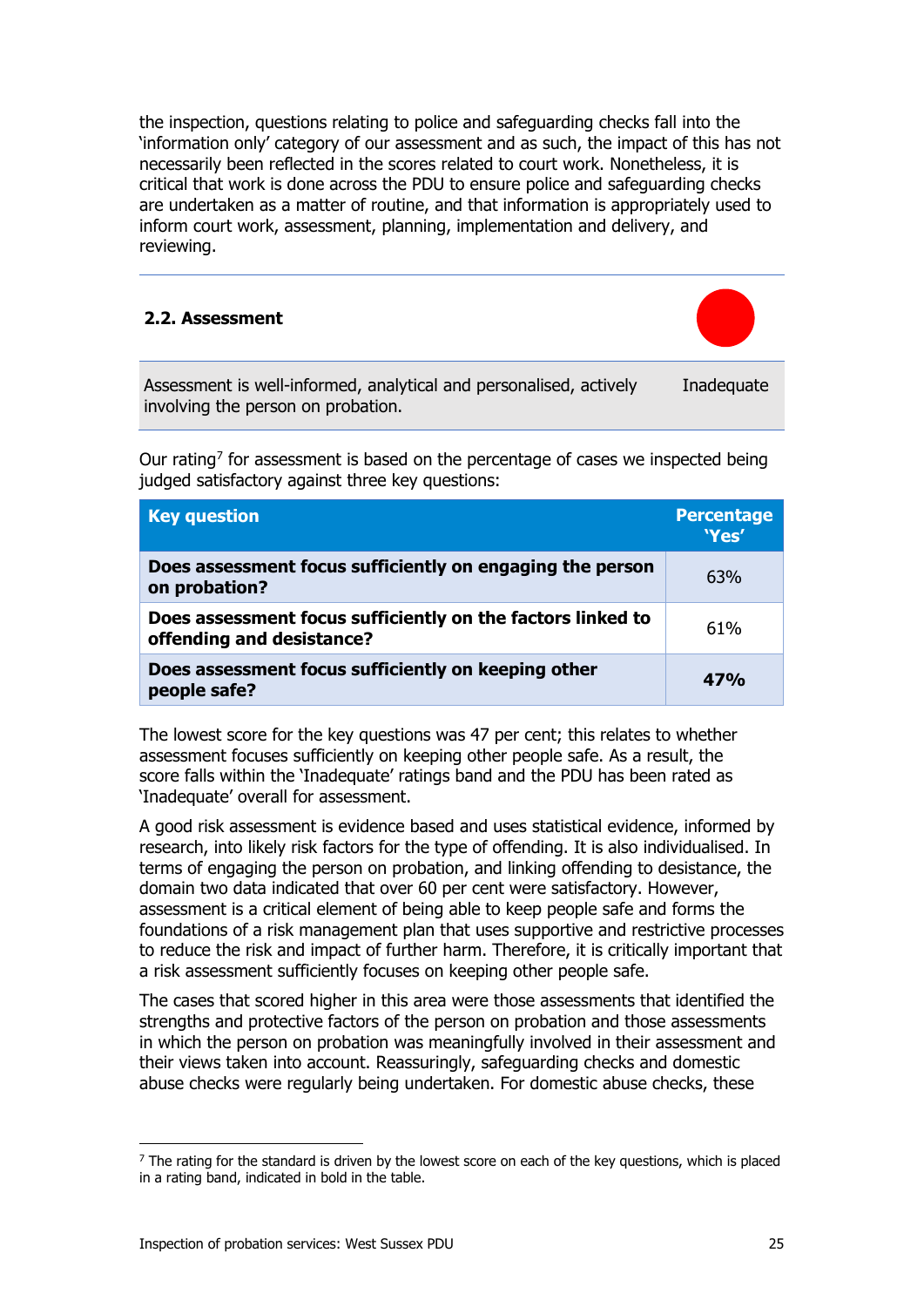the inspection, questions relating to police and safeguarding checks fall into the 'information only' category of our assessment and as such, the impact of this has not necessarily been reflected in the scores related to court work. Nonetheless, it is critical that work is done across the PDU to ensure police and safeguarding checks are undertaken as a matter of routine, and that information is appropriately used to inform court work, assessment, planning, implementation and delivery, and reviewing.

### 2.2. Assessment

| Assessment is well-informed, analytical and personalised, actively involving the person on probation. | Inadequate |
|---|---|

Our rating[7] for assessment is based on the percentage of cases we inspected being judged satisfactory against three key questions:

| Key question | Percentage 'Yes' |
|---|---|
| **Does assessment focus sufficiently on engaging the person on probation?** | 63% |
| **Does assessment focus sufficiently on the factors linked to offending and desistance?** | 61% |
| **Does assessment focus sufficiently on keeping other people safe?** | **47%** |

The lowest score for the key questions was 47 per cent; this relates to whether assessment focuses sufficiently on keeping other people safe. As a result, the score falls within the 'Inadequate' ratings band and the PDU has been rated as 'Inadequate' overall for assessment.

A good risk assessment is evidence based and uses statistical evidence, informed by research, into likely risk factors for the type of offending. It is also individualised. In terms of engaging the person on probation, and linking offending to desistance, the domain two data indicated that over 60 per cent were satisfactory. However, assessment is a critical element of being able to keep people safe and forms the foundations of a risk management plan that uses supportive and restrictive processes to reduce the risk and impact of further harm. Therefore, it is critically important that a risk assessment sufficiently focuses on keeping other people safe.

The cases that scored higher in this area were those assessments that identified the strengths and protective factors of the person on probation and those assessments in which the person on probation was meaningfully involved in their assessment and their views taken into account. Reassuringly, safeguarding checks and domestic abuse checks were regularly being undertaken. For domestic abuse checks, these

[7] The rating for the standard is driven by the lowest score on each of the key questions, which is placed in a rating band, indicated in bold in the table.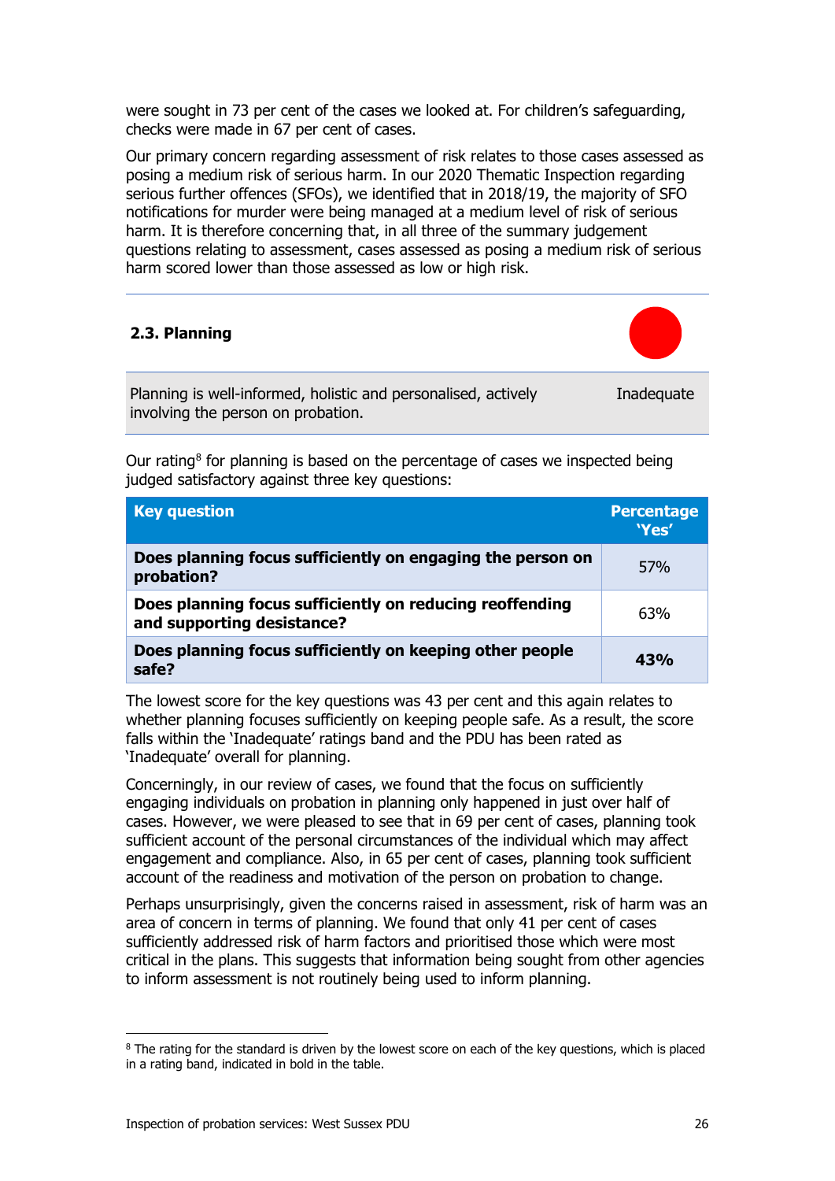were sought in 73 per cent of the cases we looked at. For children's safeguarding, checks were made in 67 per cent of cases.

Our primary concern regarding assessment of risk relates to those cases assessed as posing a medium risk of serious harm. In our 2020 Thematic Inspection regarding serious further offences (SFOs), we identified that in 2018/19, the majority of SFO notifications for murder were being managed at a medium level of risk of serious harm. It is therefore concerning that, in all three of the summary judgement questions relating to assessment, cases assessed as posing a medium risk of serious harm scored lower than those assessed as low or high risk.

### 2.3. Planning

| Planning is well-informed, holistic and personalised, actively involving the person on probation. | Inadequate |
|---|---|

Our rating[8] for planning is based on the percentage of cases we inspected being judged satisfactory against three key questions:

| Key question | Percentage 'Yes' |
|---|---|
| **Does planning focus sufficiently on engaging the person on probation?** | 57% |
| **Does planning focus sufficiently on reducing reoffending and supporting desistance?** | 63% |
| **Does planning focus sufficiently on keeping other people safe?** | **43%** |

The lowest score for the key questions was 43 per cent and this again relates to whether planning focuses sufficiently on keeping people safe. As a result, the score falls within the 'Inadequate' ratings band and the PDU has been rated as 'Inadequate' overall for planning.

Concerningly, in our review of cases, we found that the focus on sufficiently engaging individuals on probation in planning only happened in just over half of cases. However, we were pleased to see that in 69 per cent of cases, planning took sufficient account of the personal circumstances of the individual which may affect engagement and compliance. Also, in 65 per cent of cases, planning took sufficient account of the readiness and motivation of the person on probation to change.

Perhaps unsurprisingly, given the concerns raised in assessment, risk of harm was an area of concern in terms of planning. We found that only 41 per cent of cases sufficiently addressed risk of harm factors and prioritised those which were most critical in the plans. This suggests that information being sought from other agencies to inform assessment is not routinely being used to inform planning.

[8] The rating for the standard is driven by the lowest score on each of the key questions, which is placed in a rating band, indicated in bold in the table.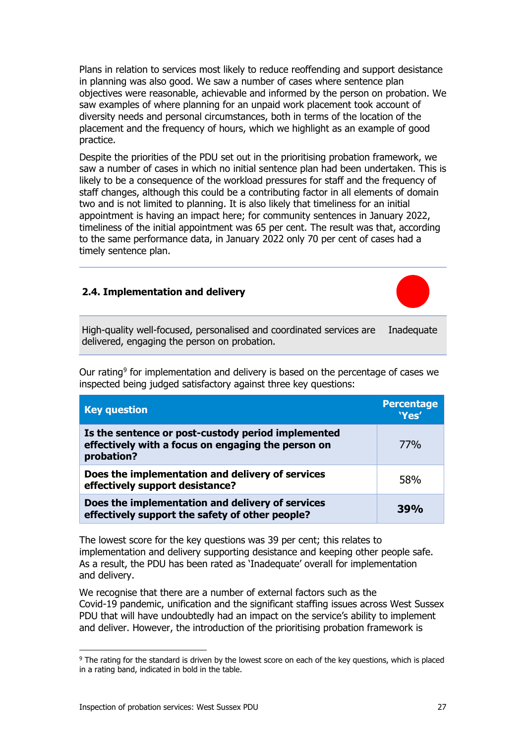Plans in relation to services most likely to reduce reoffending and support desistance in planning was also good. We saw a number of cases where sentence plan objectives were reasonable, achievable and informed by the person on probation. We saw examples of where planning for an unpaid work placement took account of diversity needs and personal circumstances, both in terms of the location of the placement and the frequency of hours, which we highlight as an example of good practice.

Despite the priorities of the PDU set out in the prioritising probation framework, we saw a number of cases in which no initial sentence plan had been undertaken. This is likely to be a consequence of the workload pressures for staff and the frequency of staff changes, although this could be a contributing factor in all elements of domain two and is not limited to planning. It is also likely that timeliness for an initial appointment is having an impact here; for community sentences in January 2022, timeliness of the initial appointment was 65 per cent. The result was that, according to the same performance data, in January 2022 only 70 per cent of cases had a timely sentence plan.

### 2.4. Implementation and delivery

| High-quality well-focused, personalised and coordinated services are delivered, engaging the person on probation. | Inadequate |
|---|---|

Our rating[9] for implementation and delivery is based on the percentage of cases we inspected being judged satisfactory against three key questions:

| Key question | Percentage 'Yes' |
|---|---|
| **Is the sentence or post-custody period implemented effectively with a focus on engaging the person on probation?** | 77% |
| **Does the implementation and delivery of services effectively support desistance?** | 58% |
| **Does the implementation and delivery of services effectively support the safety of other people?** | **39%** |

The lowest score for the key questions was 39 per cent; this relates to implementation and delivery supporting desistance and keeping other people safe. As a result, the PDU has been rated as 'Inadequate' overall for implementation and delivery.

We recognise that there are a number of external factors such as the Covid-19 pandemic, unification and the significant staffing issues across West Sussex PDU that will have undoubtedly had an impact on the service's ability to implement and deliver. However, the introduction of the prioritising probation framework is

[9] The rating for the standard is driven by the lowest score on each of the key questions, which is placed in a rating band, indicated in bold in the table.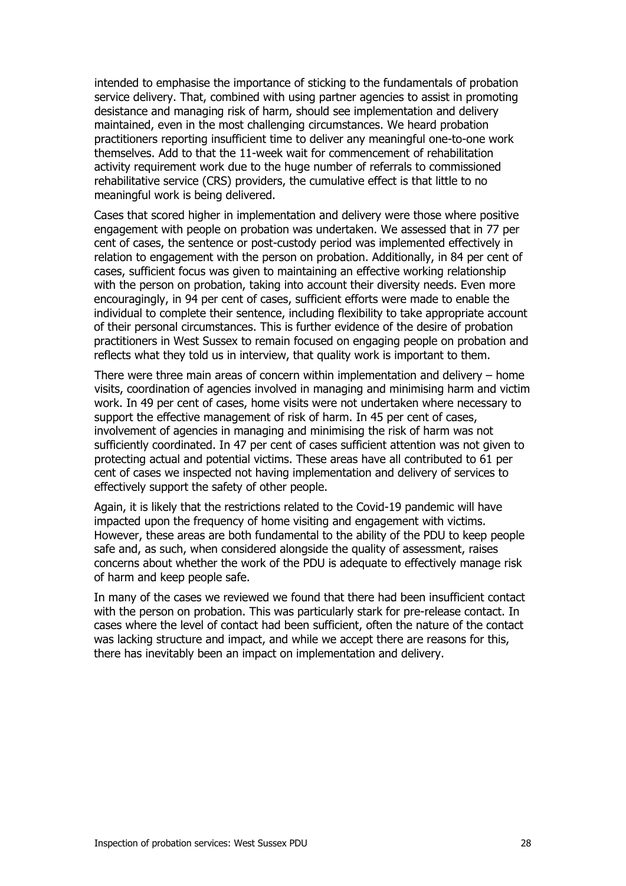intended to emphasise the importance of sticking to the fundamentals of probation service delivery. That, combined with using partner agencies to assist in promoting desistance and managing risk of harm, should see implementation and delivery maintained, even in the most challenging circumstances. We heard probation practitioners reporting insufficient time to deliver any meaningful one-to-one work themselves. Add to that the 11-week wait for commencement of rehabilitation activity requirement work due to the huge number of referrals to commissioned rehabilitative service (CRS) providers, the cumulative effect is that little to no meaningful work is being delivered.

Cases that scored higher in implementation and delivery were those where positive engagement with people on probation was undertaken. We assessed that in 77 per cent of cases, the sentence or post-custody period was implemented effectively in relation to engagement with the person on probation. Additionally, in 84 per cent of cases, sufficient focus was given to maintaining an effective working relationship with the person on probation, taking into account their diversity needs. Even more encouragingly, in 94 per cent of cases, sufficient efforts were made to enable the individual to complete their sentence, including flexibility to take appropriate account of their personal circumstances. This is further evidence of the desire of probation practitioners in West Sussex to remain focused on engaging people on probation and reflects what they told us in interview, that quality work is important to them.

There were three main areas of concern within implementation and delivery – home visits, coordination of agencies involved in managing and minimising harm and victim work. In 49 per cent of cases, home visits were not undertaken where necessary to support the effective management of risk of harm. In 45 per cent of cases, involvement of agencies in managing and minimising the risk of harm was not sufficiently coordinated. In 47 per cent of cases sufficient attention was not given to protecting actual and potential victims. These areas have all contributed to 61 per cent of cases we inspected not having implementation and delivery of services to effectively support the safety of other people.

Again, it is likely that the restrictions related to the Covid-19 pandemic will have impacted upon the frequency of home visiting and engagement with victims. However, these areas are both fundamental to the ability of the PDU to keep people safe and, as such, when considered alongside the quality of assessment, raises concerns about whether the work of the PDU is adequate to effectively manage risk of harm and keep people safe.

In many of the cases we reviewed we found that there had been insufficient contact with the person on probation. This was particularly stark for pre-release contact. In cases where the level of contact had been sufficient, often the nature of the contact was lacking structure and impact, and while we accept there are reasons for this, there has inevitably been an impact on implementation and delivery.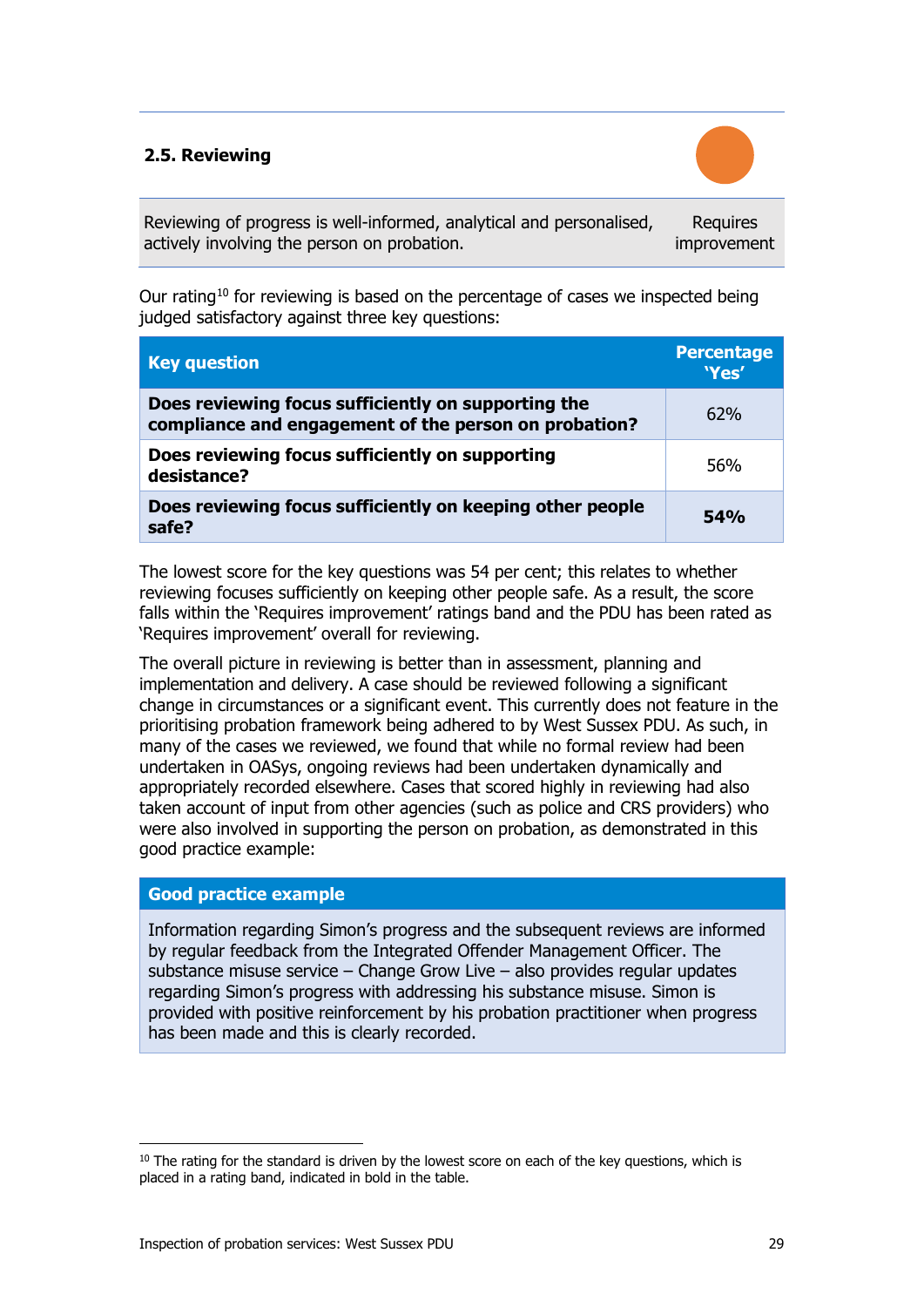### 2.5. Reviewing

| Reviewing of progress is well-informed, analytical and personalised, actively involving the person on probation. | Requires improvement |
|---|---|

Our rating[10] for reviewing is based on the percentage of cases we inspected being judged satisfactory against three key questions:

| Key question | Percentage 'Yes' |
|---|---|
| **Does reviewing focus sufficiently on supporting the compliance and engagement of the person on probation?** | 62% |
| **Does reviewing focus sufficiently on supporting desistance?** | 56% |
| **Does reviewing focus sufficiently on keeping other people safe?** | **54%** |

The lowest score for the key questions was 54 per cent; this relates to whether reviewing focuses sufficiently on keeping other people safe. As a result, the score falls within the 'Requires improvement' ratings band and the PDU has been rated as 'Requires improvement' overall for reviewing.

The overall picture in reviewing is better than in assessment, planning and implementation and delivery. A case should be reviewed following a significant change in circumstances or a significant event. This currently does not feature in the prioritising probation framework being adhered to by West Sussex PDU. As such, in many of the cases we reviewed, we found that while no formal review had been undertaken in OASys, ongoing reviews had been undertaken dynamically and appropriately recorded elsewhere. Cases that scored highly in reviewing had also taken account of input from other agencies (such as police and CRS providers) who were also involved in supporting the person on probation, as demonstrated in this good practice example:

**Good practice example**

Information regarding Simon's progress and the subsequent reviews are informed by regular feedback from the Integrated Offender Management Officer. The substance misuse service – Change Grow Live – also provides regular updates regarding Simon's progress with addressing his substance misuse. Simon is provided with positive reinforcement by his probation practitioner when progress has been made and this is clearly recorded.

[10] The rating for the standard is driven by the lowest score on each of the key questions, which is placed in a rating band, indicated in bold in the table.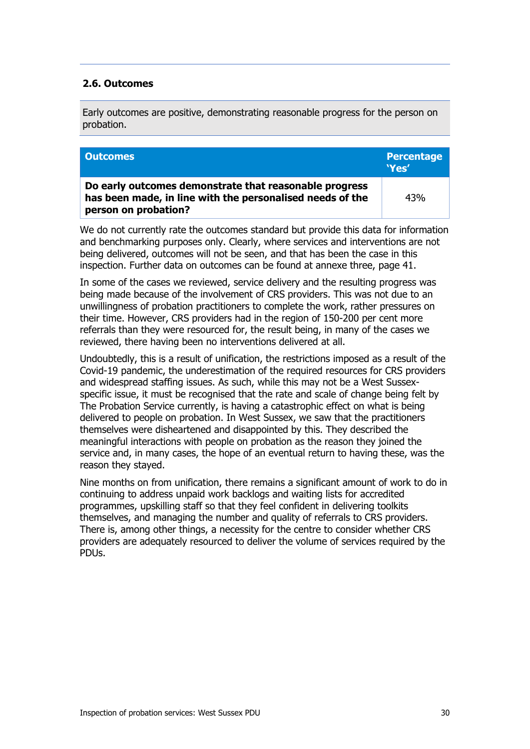## 2.6. Outcomes

Early outcomes are positive, demonstrating reasonable progress for the person on probation.

| Outcomes | Percentage 'Yes' |
|---|---|
| **Do early outcomes demonstrate that reasonable progress has been made, in line with the personalised needs of the person on probation?** | 43% |

We do not currently rate the outcomes standard but provide this data for information and benchmarking purposes only. Clearly, where services and interventions are not being delivered, outcomes will not be seen, and that has been the case in this inspection. Further data on outcomes can be found at annexe three, page 41.

In some of the cases we reviewed, service delivery and the resulting progress was being made because of the involvement of CRS providers. This was not due to an unwillingness of probation practitioners to complete the work, rather pressures on their time. However, CRS providers had in the region of 150-200 per cent more referrals than they were resourced for, the result being, in many of the cases we reviewed, there having been no interventions delivered at all.

Undoubtedly, this is a result of unification, the restrictions imposed as a result of the Covid-19 pandemic, the underestimation of the required resources for CRS providers and widespread staffing issues. As such, while this may not be a West Sussex-specific issue, it must be recognised that the rate and scale of change being felt by The Probation Service currently, is having a catastrophic effect on what is being delivered to people on probation. In West Sussex, we saw that the practitioners themselves were disheartened and disappointed by this. They described the meaningful interactions with people on probation as the reason they joined the service and, in many cases, the hope of an eventual return to having these, was the reason they stayed.

Nine months on from unification, there remains a significant amount of work to do in continuing to address unpaid work backlogs and waiting lists for accredited programmes, upskilling staff so that they feel confident in delivering toolkits themselves, and managing the number and quality of referrals to CRS providers. There is, among other things, a necessity for the centre to consider whether CRS providers are adequately resourced to deliver the volume of services required by the PDUs.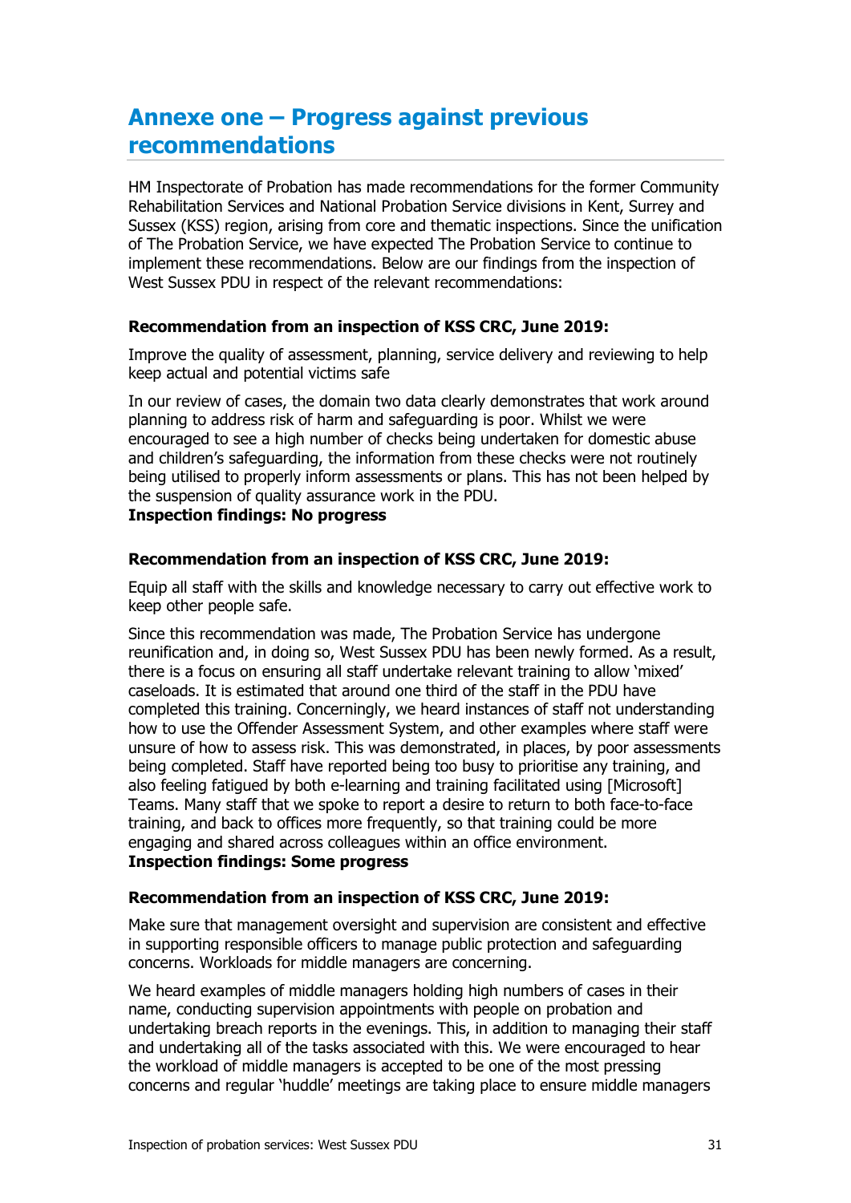# Annexe one – Progress against previous recommendations

HM Inspectorate of Probation has made recommendations for the former Community Rehabilitation Services and National Probation Service divisions in Kent, Surrey and Sussex (KSS) region, arising from core and thematic inspections. Since the unification of The Probation Service, we have expected The Probation Service to continue to implement these recommendations. Below are our findings from the inspection of West Sussex PDU in respect of the relevant recommendations:

**Recommendation from an inspection of KSS CRC, June 2019:**

Improve the quality of assessment, planning, service delivery and reviewing to help keep actual and potential victims safe

In our review of cases, the domain two data clearly demonstrates that work around planning to address risk of harm and safeguarding is poor. Whilst we were encouraged to see a high number of checks being undertaken for domestic abuse and children's safeguarding, the information from these checks were not routinely being utilised to properly inform assessments or plans. This has not been helped by the suspension of quality assurance work in the PDU.
**Inspection findings: No progress**

**Recommendation from an inspection of KSS CRC, June 2019:**

Equip all staff with the skills and knowledge necessary to carry out effective work to keep other people safe.

Since this recommendation was made, The Probation Service has undergone reunification and, in doing so, West Sussex PDU has been newly formed. As a result, there is a focus on ensuring all staff undertake relevant training to allow 'mixed' caseloads. It is estimated that around one third of the staff in the PDU have completed this training. Concerningly, we heard instances of staff not understanding how to use the Offender Assessment System, and other examples where staff were unsure of how to assess risk. This was demonstrated, in places, by poor assessments being completed. Staff have reported being too busy to prioritise any training, and also feeling fatigued by both e-learning and training facilitated using [Microsoft] Teams. Many staff that we spoke to report a desire to return to both face-to-face training, and back to offices more frequently, so that training could be more engaging and shared across colleagues within an office environment.
**Inspection findings: Some progress**

**Recommendation from an inspection of KSS CRC, June 2019:**

Make sure that management oversight and supervision are consistent and effective in supporting responsible officers to manage public protection and safeguarding concerns. Workloads for middle managers are concerning.

We heard examples of middle managers holding high numbers of cases in their name, conducting supervision appointments with people on probation and undertaking breach reports in the evenings. This, in addition to managing their staff and undertaking all of the tasks associated with this. We were encouraged to hear the workload of middle managers is accepted to be one of the most pressing concerns and regular 'huddle' meetings are taking place to ensure middle managers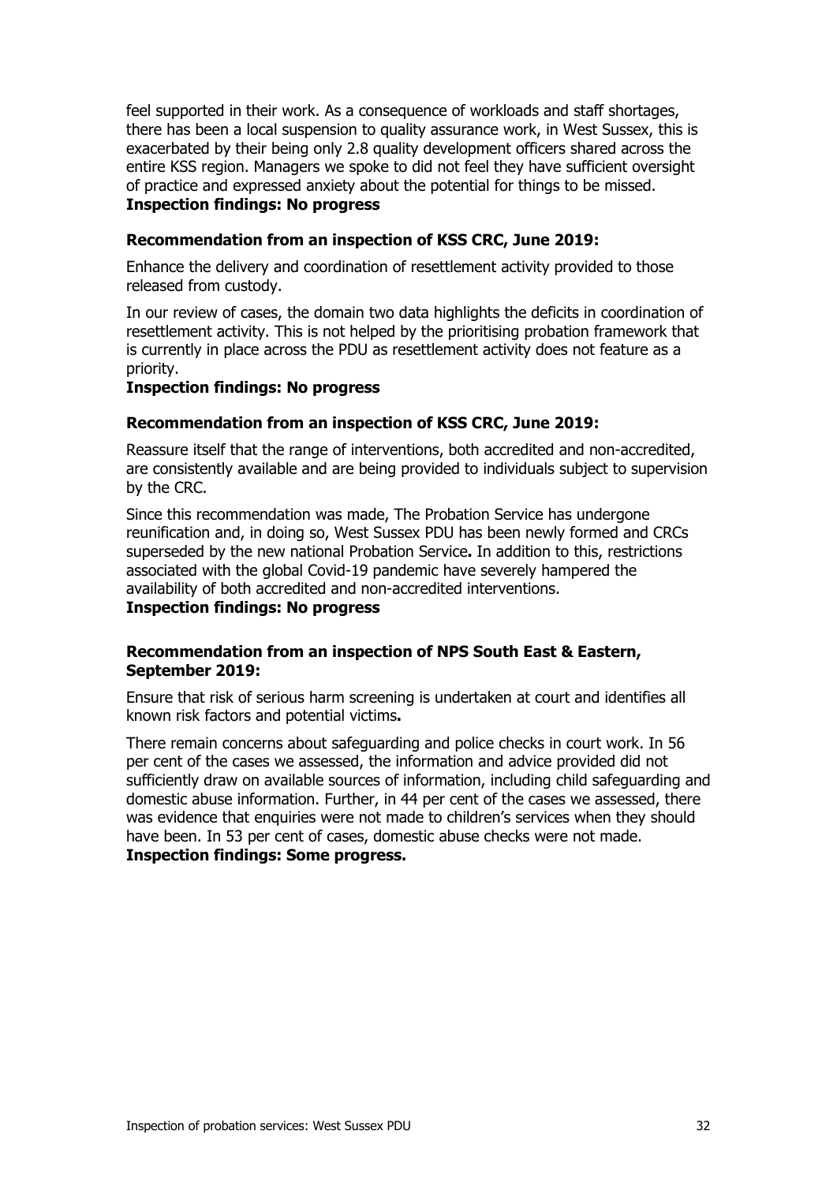feel supported in their work. As a consequence of workloads and staff shortages, there has been a local suspension to quality assurance work, in West Sussex, this is exacerbated by their being only 2.8 quality development officers shared across the entire KSS region. Managers we spoke to did not feel they have sufficient oversight of practice and expressed anxiety about the potential for things to be missed.
**Inspection findings: No progress**

**Recommendation from an inspection of KSS CRC, June 2019:**

Enhance the delivery and coordination of resettlement activity provided to those released from custody.

In our review of cases, the domain two data highlights the deficits in coordination of resettlement activity. This is not helped by the prioritising probation framework that is currently in place across the PDU as resettlement activity does not feature as a priority.
**Inspection findings: No progress**

**Recommendation from an inspection of KSS CRC, June 2019:**

Reassure itself that the range of interventions, both accredited and non-accredited, are consistently available and are being provided to individuals subject to supervision by the CRC.

Since this recommendation was made, The Probation Service has undergone reunification and, in doing so, West Sussex PDU has been newly formed and CRCs superseded by the new national Probation Service**.** In addition to this, restrictions associated with the global Covid-19 pandemic have severely hampered the availability of both accredited and non-accredited interventions.
**Inspection findings: No progress**

**Recommendation from an inspection of NPS South East & Eastern, September 2019:**

Ensure that risk of serious harm screening is undertaken at court and identifies all known risk factors and potential victims**.**

There remain concerns about safeguarding and police checks in court work. In 56 per cent of the cases we assessed, the information and advice provided did not sufficiently draw on available sources of information, including child safeguarding and domestic abuse information. Further, in 44 per cent of the cases we assessed, there was evidence that enquiries were not made to children's services when they should have been. In 53 per cent of cases, domestic abuse checks were not made.
**Inspection findings: Some progress.**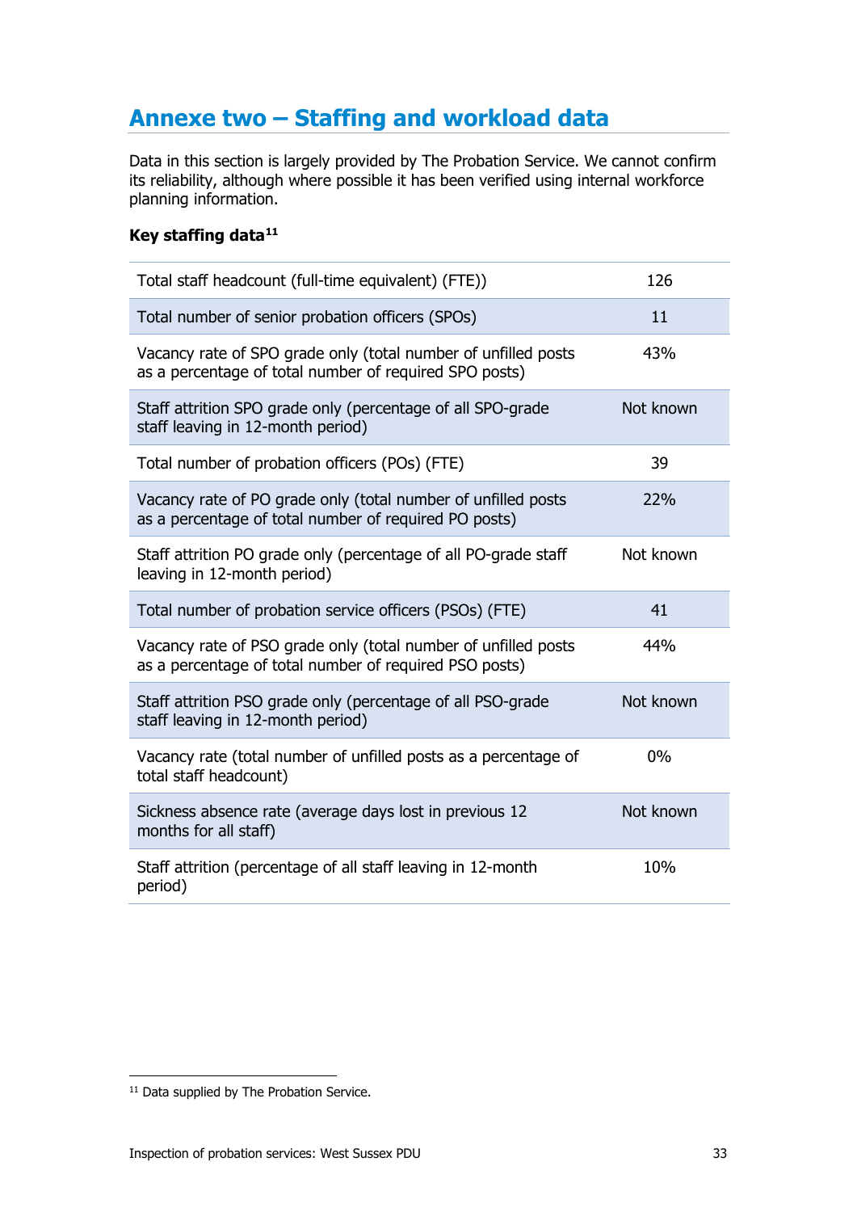## Annexe two – Staffing and workload data

Data in this section is largely provided by The Probation Service. We cannot confirm its reliability, although where possible it has been verified using internal workforce planning information.

**Key staffing data**[11]

| | |
|---|---|
| Total staff headcount (full-time equivalent) (FTE)) | 126 |
| Total number of senior probation officers (SPOs) | 11 |
| Vacancy rate of SPO grade only (total number of unfilled posts as a percentage of total number of required SPO posts) | 43% |
| Staff attrition SPO grade only (percentage of all SPO-grade staff leaving in 12-month period) | Not known |
| Total number of probation officers (POs) (FTE) | 39 |
| Vacancy rate of PO grade only (total number of unfilled posts as a percentage of total number of required PO posts) | 22% |
| Staff attrition PO grade only (percentage of all PO-grade staff leaving in 12-month period) | Not known |
| Total number of probation service officers (PSOs) (FTE) | 41 |
| Vacancy rate of PSO grade only (total number of unfilled posts as a percentage of total number of required PSO posts) | 44% |
| Staff attrition PSO grade only (percentage of all PSO-grade staff leaving in 12-month period) | Not known |
| Vacancy rate (total number of unfilled posts as a percentage of total staff headcount) | 0% |
| Sickness absence rate (average days lost in previous 12 months for all staff) | Not known |
| Staff attrition (percentage of all staff leaving in 12-month period) | 10% |

[11] Data supplied by The Probation Service.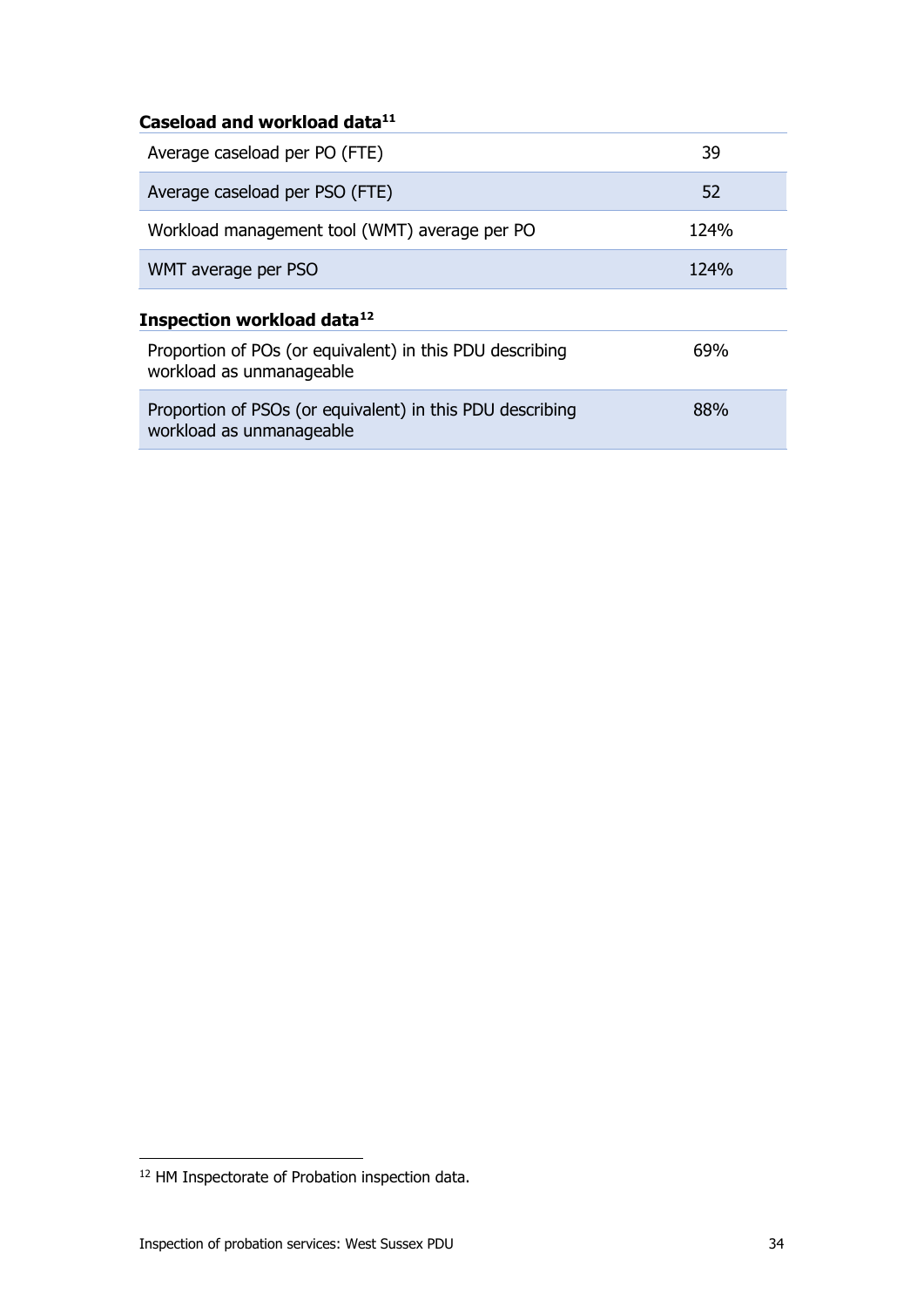**Caseload and workload data**[11]

| | |
|---|---|
| Average caseload per PO (FTE) | 39 |
| Average caseload per PSO (FTE) | 52 |
| Workload management tool (WMT) average per PO | 124% |
| WMT average per PSO | 124% |

**Inspection workload data**[12]

| | |
|---|---|
| Proportion of POs (or equivalent) in this PDU describing workload as unmanageable | 69% |
| Proportion of PSOs (or equivalent) in this PDU describing workload as unmanageable | 88% |

[12] HM Inspectorate of Probation inspection data.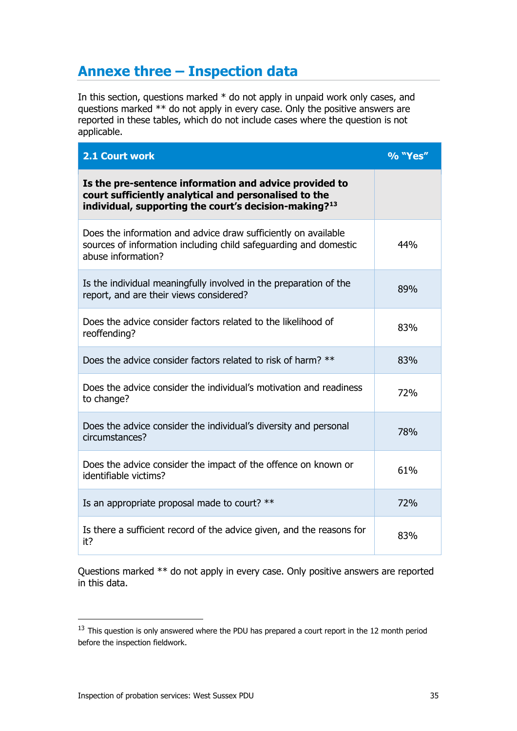## Annexe three – Inspection data

In this section, questions marked * do not apply in unpaid work only cases, and questions marked ** do not apply in every case. Only the positive answers are reported in these tables, which do not include cases where the question is not applicable.

| 2.1 Court work | % "Yes" |
| --- | --- |
| **Is the pre-sentence information and advice provided to court sufficiently analytical and personalised to the individual, supporting the court's decision-making?**[13] | |
| Does the information and advice draw sufficiently on available sources of information including child safeguarding and domestic abuse information? | 44% |
| Is the individual meaningfully involved in the preparation of the report, and are their views considered? | 89% |
| Does the advice consider factors related to the likelihood of reoffending? | 83% |
| Does the advice consider factors related to risk of harm? ** | 83% |
| Does the advice consider the individual's motivation and readiness to change? | 72% |
| Does the advice consider the individual's diversity and personal circumstances? | 78% |
| Does the advice consider the impact of the offence on known or identifiable victims? | 61% |
| Is an appropriate proposal made to court? ** | 72% |
| Is there a sufficient record of the advice given, and the reasons for it? | 83% |

Questions marked ** do not apply in every case. Only positive answers are reported in this data.

[13] This question is only answered where the PDU has prepared a court report in the 12 month period before the inspection fieldwork.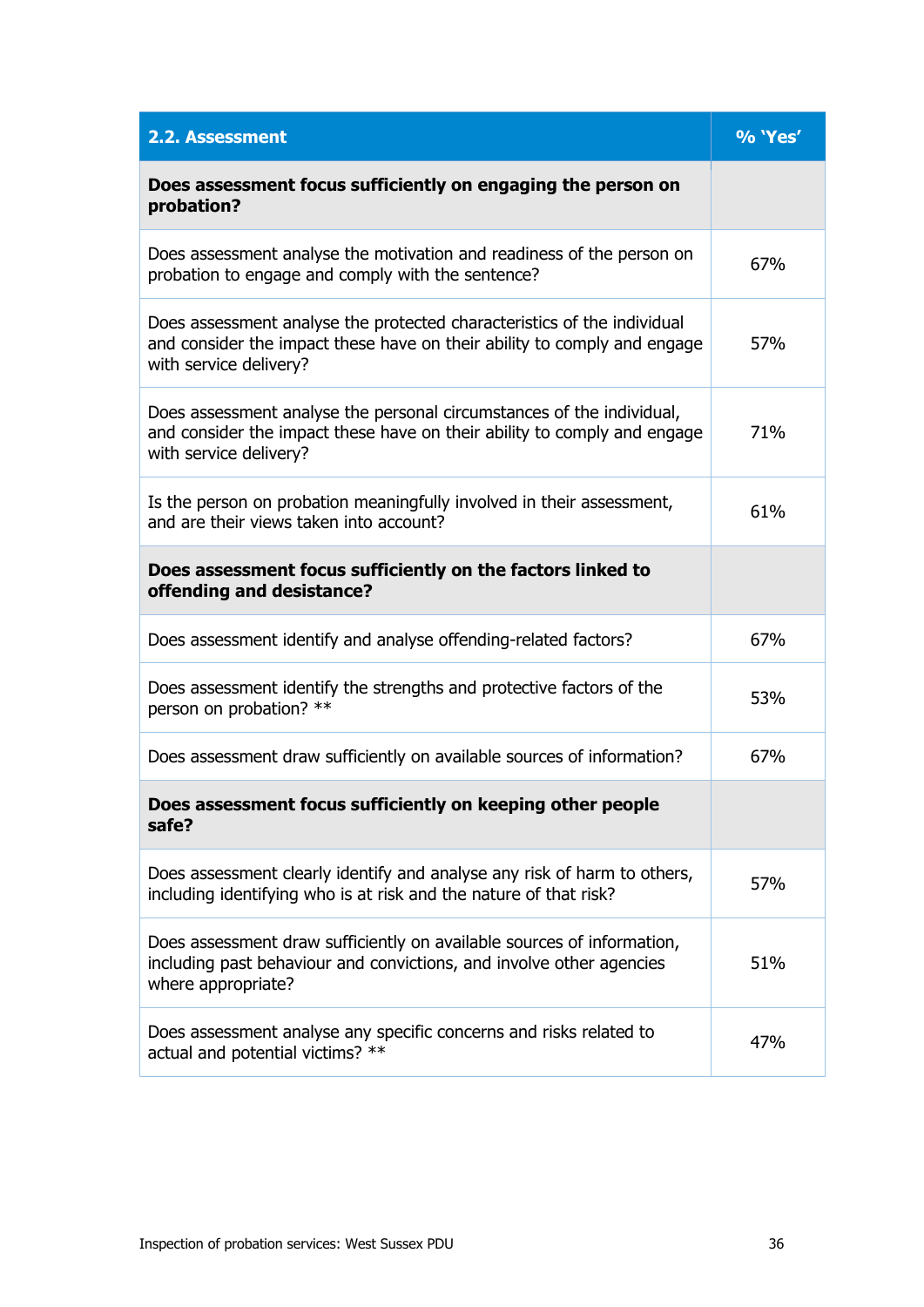| **2.2. Assessment** | **% 'Yes'** |
|---|---|
| **Does assessment focus sufficiently on engaging the person on probation?** | |
| Does assessment analyse the motivation and readiness of the person on probation to engage and comply with the sentence? | 67% |
| Does assessment analyse the protected characteristics of the individual and consider the impact these have on their ability to comply and engage with service delivery? | 57% |
| Does assessment analyse the personal circumstances of the individual, and consider the impact these have on their ability to comply and engage with service delivery? | 71% |
| Is the person on probation meaningfully involved in their assessment, and are their views taken into account? | 61% |
| **Does assessment focus sufficiently on the factors linked to offending and desistance?** | |
| Does assessment identify and analyse offending-related factors? | 67% |
| Does assessment identify the strengths and protective factors of the person on probation? ** | 53% |
| Does assessment draw sufficiently on available sources of information? | 67% |
| **Does assessment focus sufficiently on keeping other people safe?** | |
| Does assessment clearly identify and analyse any risk of harm to others, including identifying who is at risk and the nature of that risk? | 57% |
| Does assessment draw sufficiently on available sources of information, including past behaviour and convictions, and involve other agencies where appropriate? | 51% |
| Does assessment analyse any specific concerns and risks related to actual and potential victims? ** | 47% |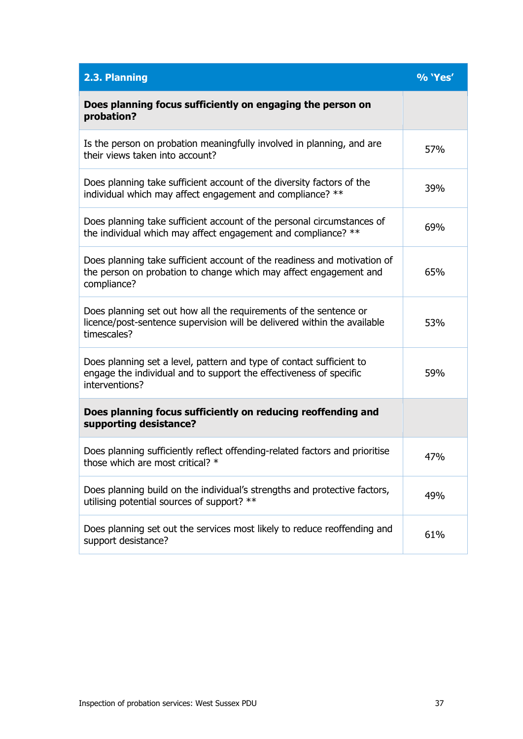| **2.3. Planning** | **% 'Yes'** |
|---|---|
| **Does planning focus sufficiently on engaging the person on probation?** | |
| Is the person on probation meaningfully involved in planning, and are their views taken into account? | 57% |
| Does planning take sufficient account of the diversity factors of the individual which may affect engagement and compliance? ** | 39% |
| Does planning take sufficient account of the personal circumstances of the individual which may affect engagement and compliance? ** | 69% |
| Does planning take sufficient account of the readiness and motivation of the person on probation to change which may affect engagement and compliance? | 65% |
| Does planning set out how all the requirements of the sentence or licence/post-sentence supervision will be delivered within the available timescales? | 53% |
| Does planning set a level, pattern and type of contact sufficient to engage the individual and to support the effectiveness of specific interventions? | 59% |
| **Does planning focus sufficiently on reducing reoffending and supporting desistance?** | |
| Does planning sufficiently reflect offending-related factors and prioritise those which are most critical? * | 47% |
| Does planning build on the individual's strengths and protective factors, utilising potential sources of support? ** | 49% |
| Does planning set out the services most likely to reduce reoffending and support desistance? | 61% |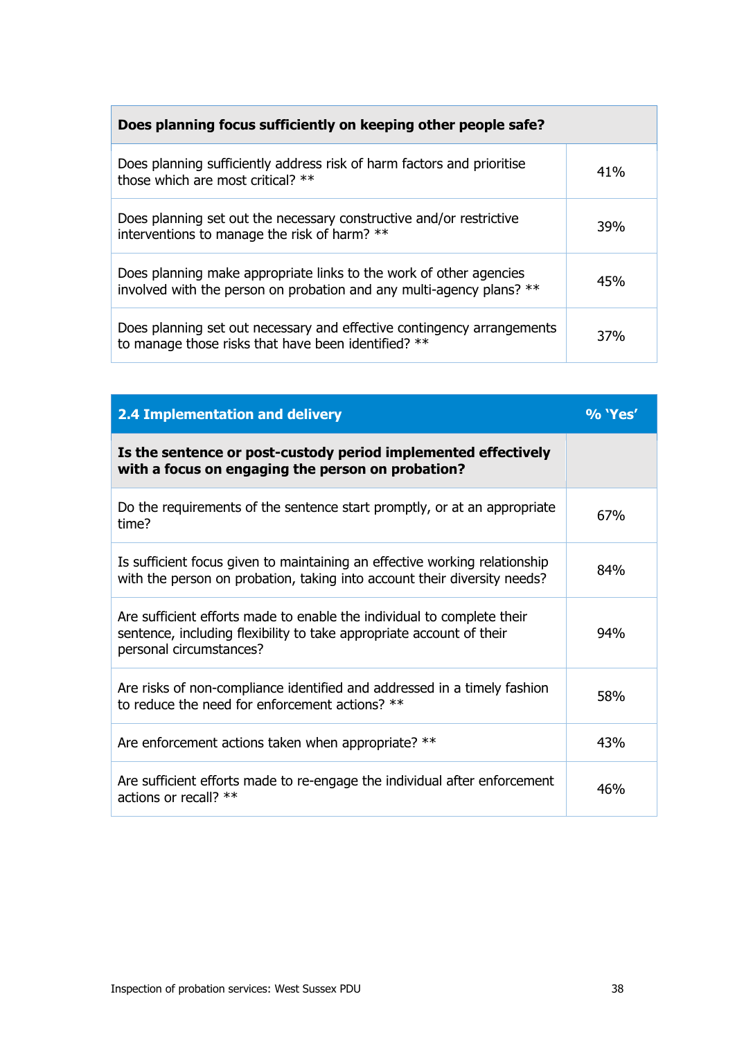| Does planning focus sufficiently on keeping other people safe? | |
|---|---|
| Does planning sufficiently address risk of harm factors and prioritise those which are most critical? ** | 41% |
| Does planning set out the necessary constructive and/or restrictive interventions to manage the risk of harm? ** | 39% |
| Does planning make appropriate links to the work of other agencies involved with the person on probation and any multi-agency plans? ** | 45% |
| Does planning set out necessary and effective contingency arrangements to manage those risks that have been identified? ** | 37% |

| 2.4 Implementation and delivery | % 'Yes' |
|---|---|
| **Is the sentence or post-custody period implemented effectively with a focus on engaging the person on probation?** | |
| Do the requirements of the sentence start promptly, or at an appropriate time? | 67% |
| Is sufficient focus given to maintaining an effective working relationship with the person on probation, taking into account their diversity needs? | 84% |
| Are sufficient efforts made to enable the individual to complete their sentence, including flexibility to take appropriate account of their personal circumstances? | 94% |
| Are risks of non-compliance identified and addressed in a timely fashion to reduce the need for enforcement actions? ** | 58% |
| Are enforcement actions taken when appropriate? ** | 43% |
| Are sufficient efforts made to re-engage the individual after enforcement actions or recall? ** | 46% |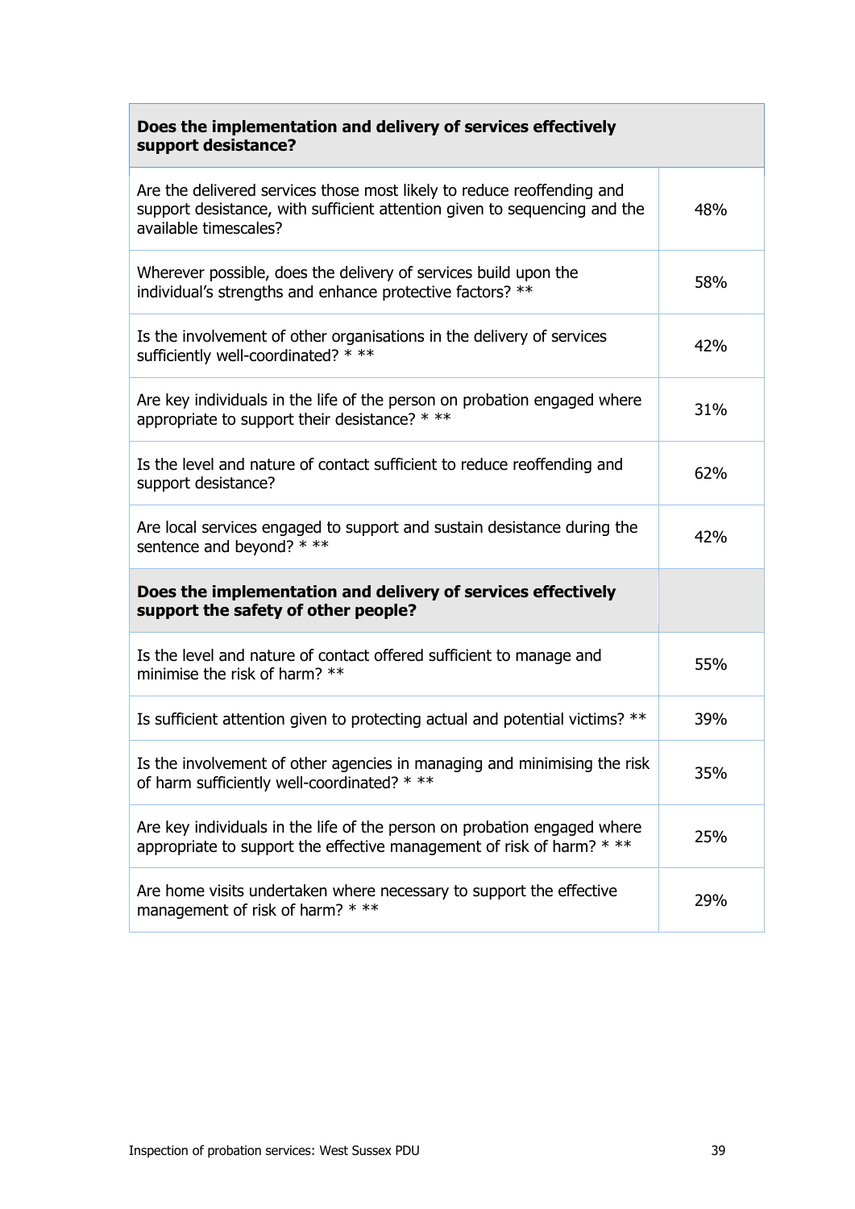| **Does the implementation and delivery of services effectively support desistance?** | |
|---|---|
| Are the delivered services those most likely to reduce reoffending and support desistance, with sufficient attention given to sequencing and the available timescales? | 48% |
| Wherever possible, does the delivery of services build upon the individual's strengths and enhance protective factors? ** | 58% |
| Is the involvement of other organisations in the delivery of services sufficiently well-coordinated? * ** | 42% |
| Are key individuals in the life of the person on probation engaged where appropriate to support their desistance? * ** | 31% |
| Is the level and nature of contact sufficient to reduce reoffending and support desistance? | 62% |
| Are local services engaged to support and sustain desistance during the sentence and beyond? * ** | 42% |
| **Does the implementation and delivery of services effectively support the safety of other people?** | |
| Is the level and nature of contact offered sufficient to manage and minimise the risk of harm? ** | 55% |
| Is sufficient attention given to protecting actual and potential victims? ** | 39% |
| Is the involvement of other agencies in managing and minimising the risk of harm sufficiently well-coordinated? * ** | 35% |
| Are key individuals in the life of the person on probation engaged where appropriate to support the effective management of risk of harm? * ** | 25% |
| Are home visits undertaken where necessary to support the effective management of risk of harm? * ** | 29% |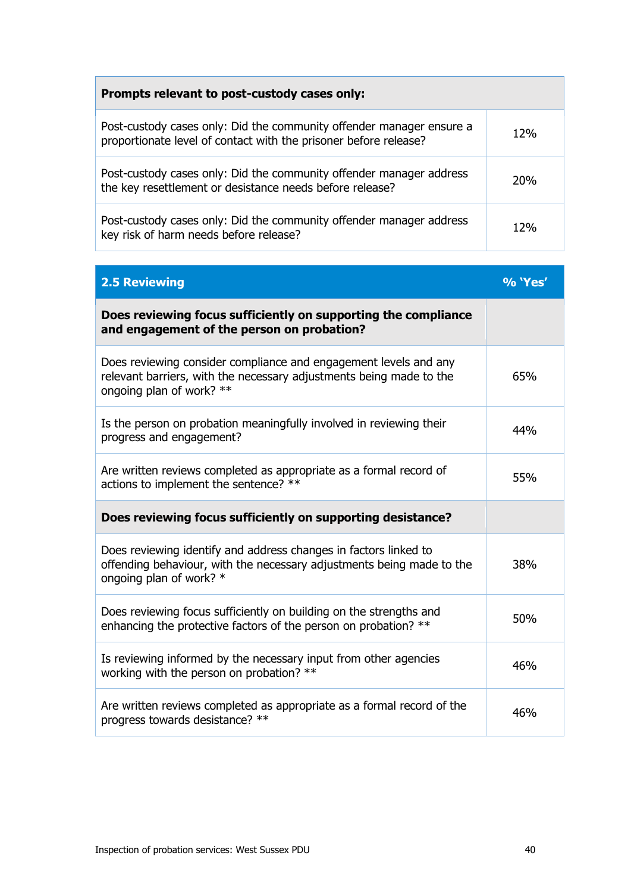| Prompts relevant to post-custody cases only: | |
|---|---|
| Post-custody cases only: Did the community offender manager ensure a proportionate level of contact with the prisoner before release? | 12% |
| Post-custody cases only: Did the community offender manager address the key resettlement or desistance needs before release? | 20% |
| Post-custody cases only: Did the community offender manager address key risk of harm needs before release? | 12% |

| 2.5 Reviewing | % 'Yes' |
|---|---|
| **Does reviewing focus sufficiently on supporting the compliance and engagement of the person on probation?** | |
| Does reviewing consider compliance and engagement levels and any relevant barriers, with the necessary adjustments being made to the ongoing plan of work? ** | 65% |
| Is the person on probation meaningfully involved in reviewing their progress and engagement? | 44% |
| Are written reviews completed as appropriate as a formal record of actions to implement the sentence? ** | 55% |
| **Does reviewing focus sufficiently on supporting desistance?** | |
| Does reviewing identify and address changes in factors linked to offending behaviour, with the necessary adjustments being made to the ongoing plan of work? * | 38% |
| Does reviewing focus sufficiently on building on the strengths and enhancing the protective factors of the person on probation? ** | 50% |
| Is reviewing informed by the necessary input from other agencies working with the person on probation? ** | 46% |
| Are written reviews completed as appropriate as a formal record of the progress towards desistance? ** | 46% |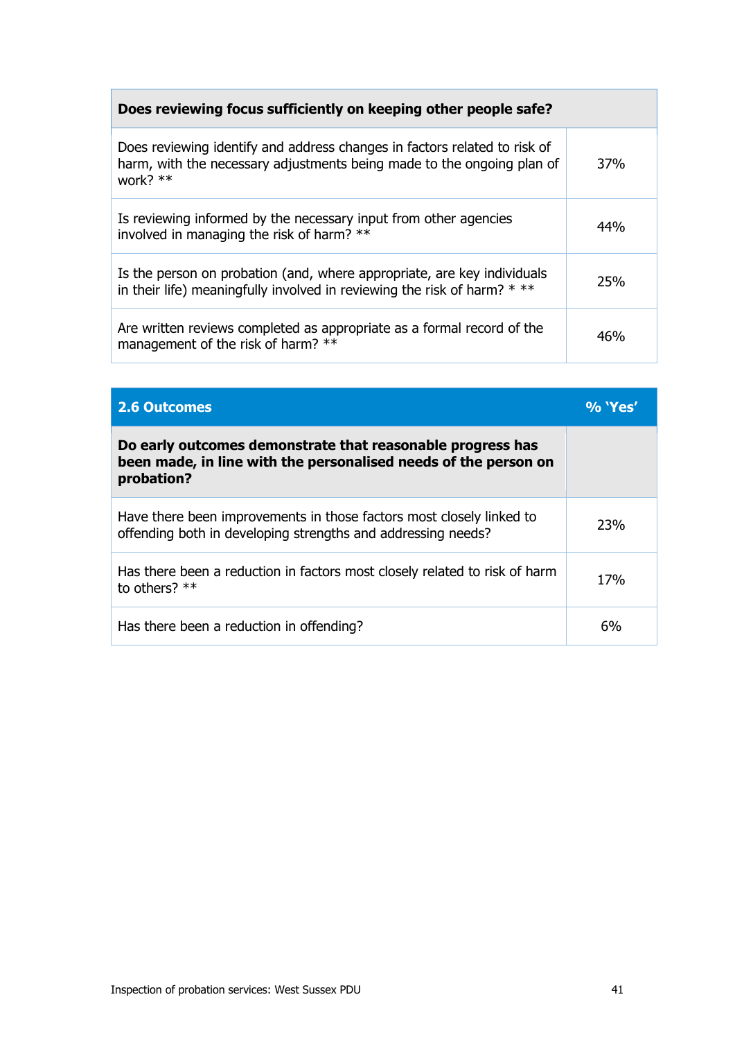| Does reviewing focus sufficiently on keeping other people safe? | |
|---|---|
| Does reviewing identify and address changes in factors related to risk of harm, with the necessary adjustments being made to the ongoing plan of work? ** | 37% |
| Is reviewing informed by the necessary input from other agencies involved in managing the risk of harm? ** | 44% |
| Is the person on probation (and, where appropriate, are key individuals in their life) meaningfully involved in reviewing the risk of harm? * ** | 25% |
| Are written reviews completed as appropriate as a formal record of the management of the risk of harm? ** | 46% |

| 2.6 Outcomes | % 'Yes' |
|---|---|
| **Do early outcomes demonstrate that reasonable progress has been made, in line with the personalised needs of the person on probation?** | |
| Have there been improvements in those factors most closely linked to offending both in developing strengths and addressing needs? | 23% |
| Has there been a reduction in factors most closely related to risk of harm to others? ** | 17% |
| Has there been a reduction in offending? | 6% |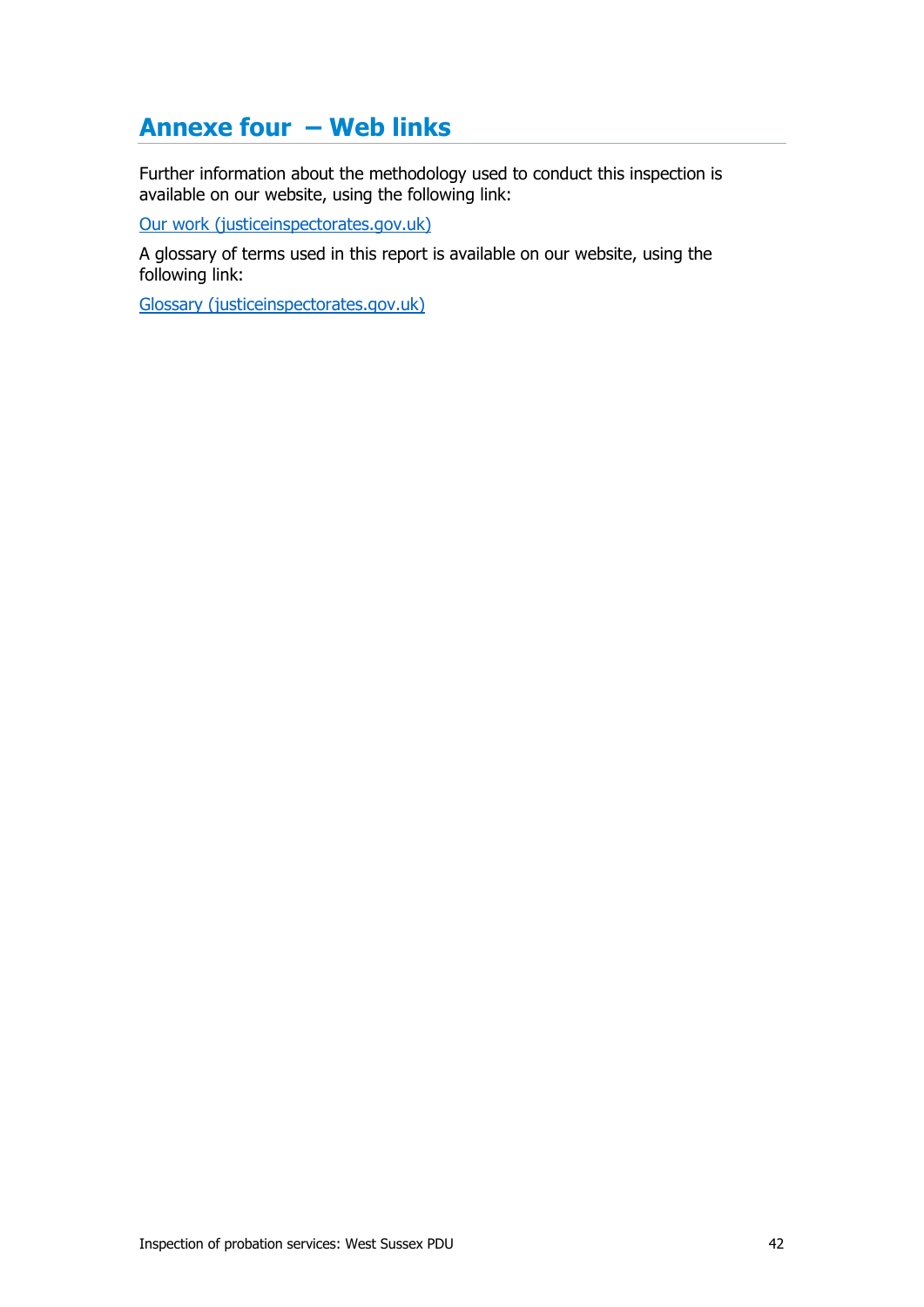## Annexe four – Web links

Further information about the methodology used to conduct this inspection is available on our website, using the following link:

[Our work (justiceinspectorates.gov.uk)]

A glossary of terms used in this report is available on our website, using the following link:

[Glossary (justiceinspectorates.gov.uk)]